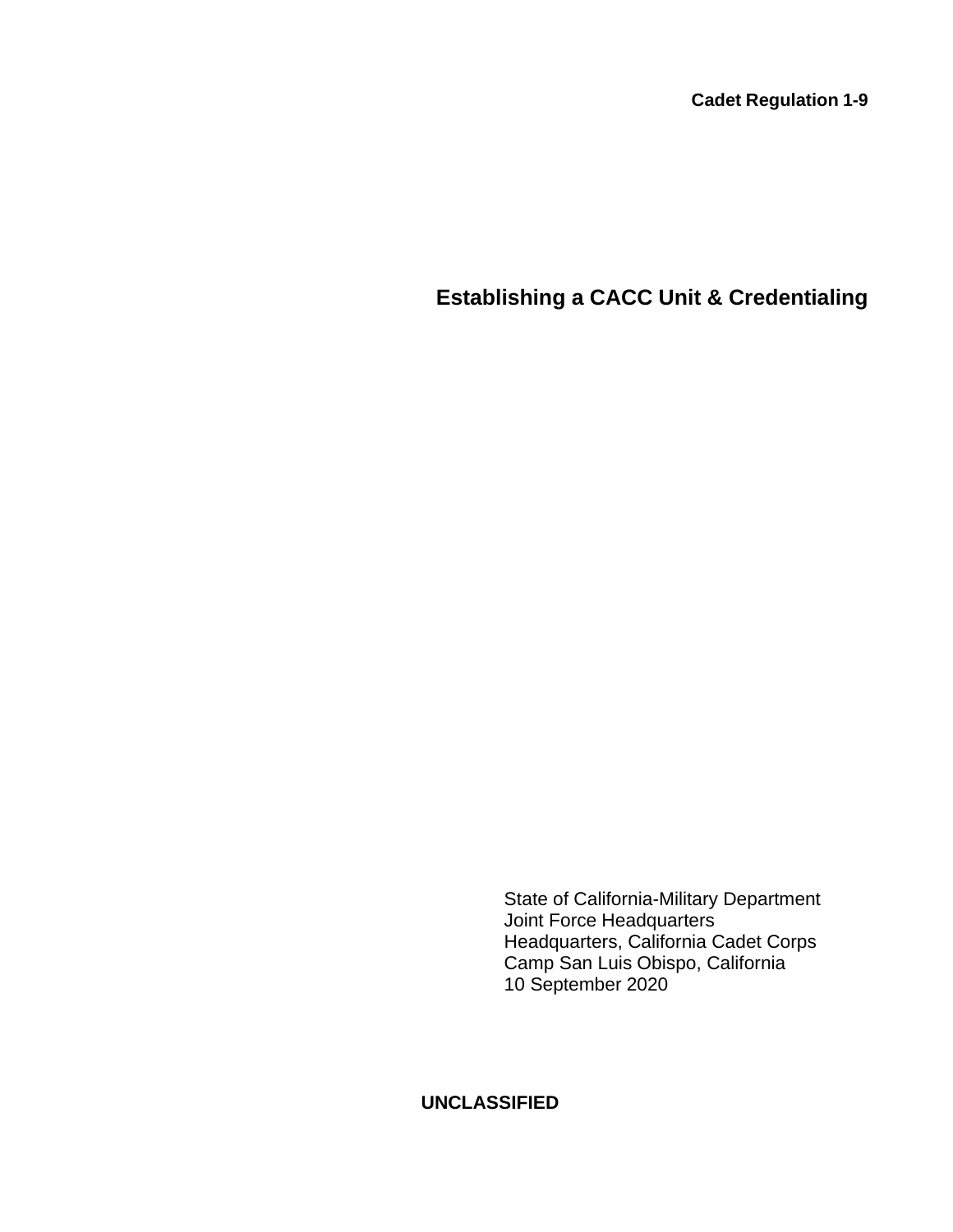**Cadet Regulation 1-9**

# Establishing a CACC Unit & Credentialing

State of California-Military Department
Joint Force Headquarters
Headquarters, California Cadet Corps
Camp San Luis Obispo, California
10 September 2020

**UNCLASSIFIED**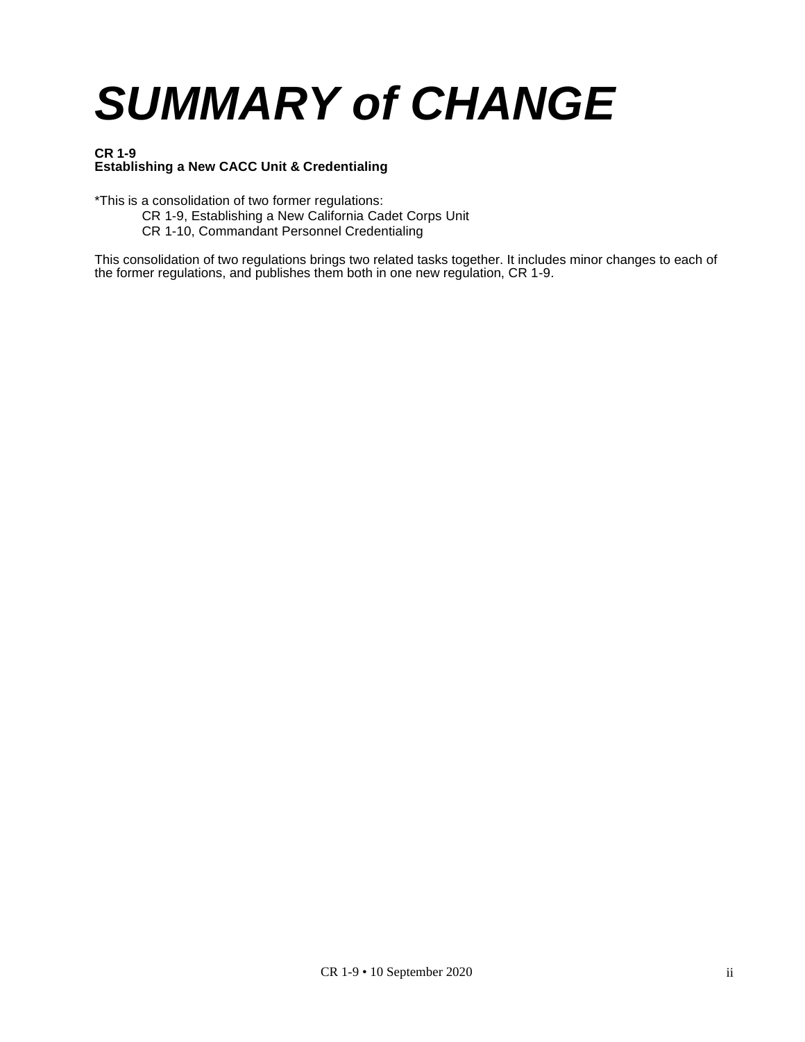# *SUMMARY of CHANGE*

**CR 1-9**
**Establishing a New CACC Unit & Credentialing**

*This is a consolidation of two former regulations:

CR 1-9, Establishing a New California Cadet Corps Unit
CR 1-10, Commandant Personnel Credentialing

This consolidation of two regulations brings two related tasks together. It includes minor changes to each of the former regulations, and publishes them both in one new regulation, CR 1-9.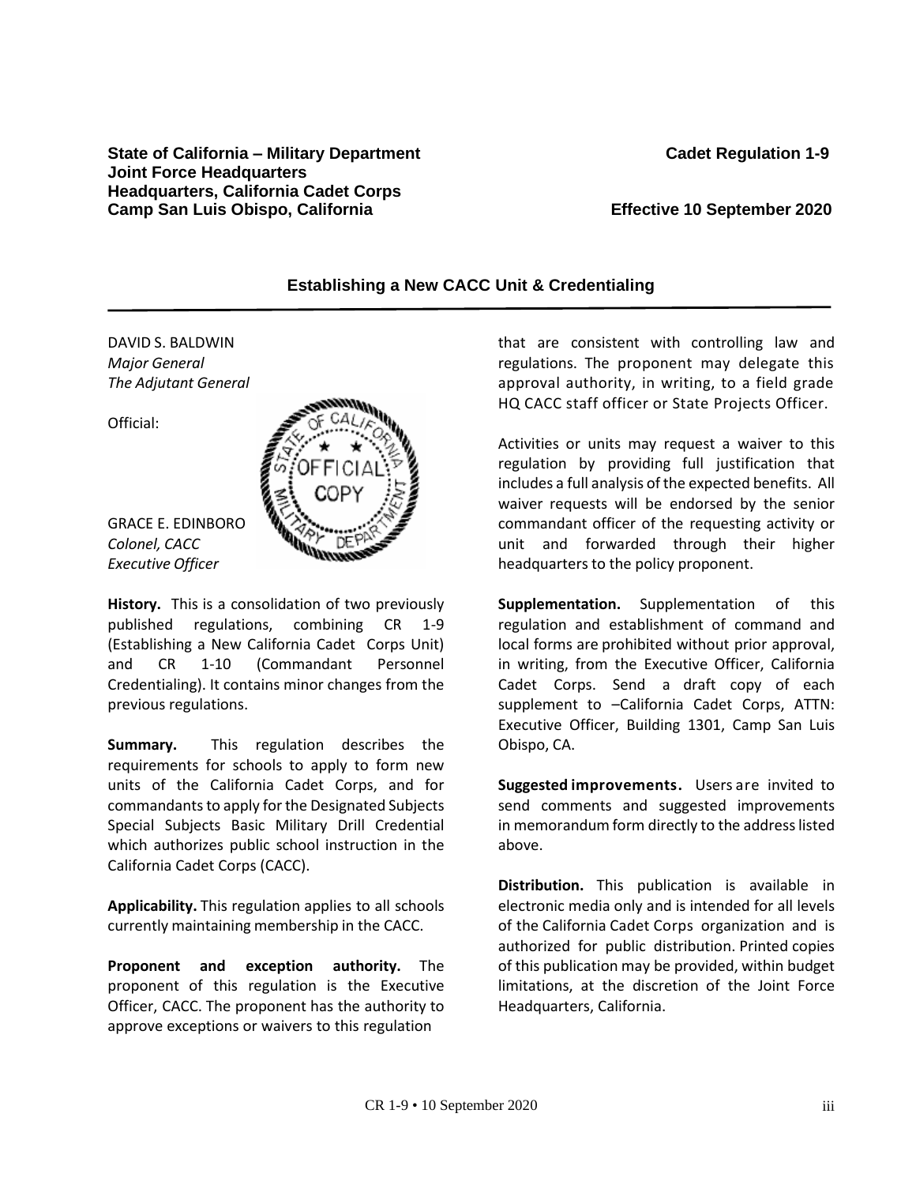**State of California – Military Department**
**Joint Force Headquarters**
**Headquarters, California Cadet Corps**
**Camp San Luis Obispo, California**

**Cadet Regulation 1-9**

**Effective 10 September 2020**

### Establishing a New CACC Unit & Credentialing

DAVID S. BALDWIN
*Major General*
*The Adjutant General*

Official:

GRACE E. EDINBORO
*Colonel, CACC*
*Executive Officer*

**History.** This is a consolidation of two previously published regulations, combining CR 1-9 (Establishing a New California Cadet Corps Unit) and CR 1-10 (Commandant Personnel Credentialing). It contains minor changes from the previous regulations.

**Summary.** This regulation describes the requirements for schools to apply to form new units of the California Cadet Corps, and for commandants to apply for the Designated Subjects Special Subjects Basic Military Drill Credential which authorizes public school instruction in the California Cadet Corps (CACC).

**Applicability.** This regulation applies to all schools currently maintaining membership in the CACC.

**Proponent and exception authority.** The proponent of this regulation is the Executive Officer, CACC. The proponent has the authority to approve exceptions or waivers to this regulation that are consistent with controlling law and regulations. The proponent may delegate this approval authority, in writing, to a field grade HQ CACC staff officer or State Projects Officer.

Activities or units may request a waiver to this regulation by providing full justification that includes a full analysis of the expected benefits. All waiver requests will be endorsed by the senior commandant officer of the requesting activity or unit and forwarded through their higher headquarters to the policy proponent.

**Supplementation.** Supplementation of this regulation and establishment of command and local forms are prohibited without prior approval, in writing, from the Executive Officer, California Cadet Corps. Send a draft copy of each supplement to –California Cadet Corps, ATTN: Executive Officer, Building 1301, Camp San Luis Obispo, CA.

**Suggested improvements.** Users are invited to send comments and suggested improvements in memorandum form directly to the address listed above.

**Distribution.** This publication is available in electronic media only and is intended for all levels of the California Cadet Corps organization and is authorized for public distribution. Printed copies of this publication may be provided, within budget limitations, at the discretion of the Joint Force Headquarters, California.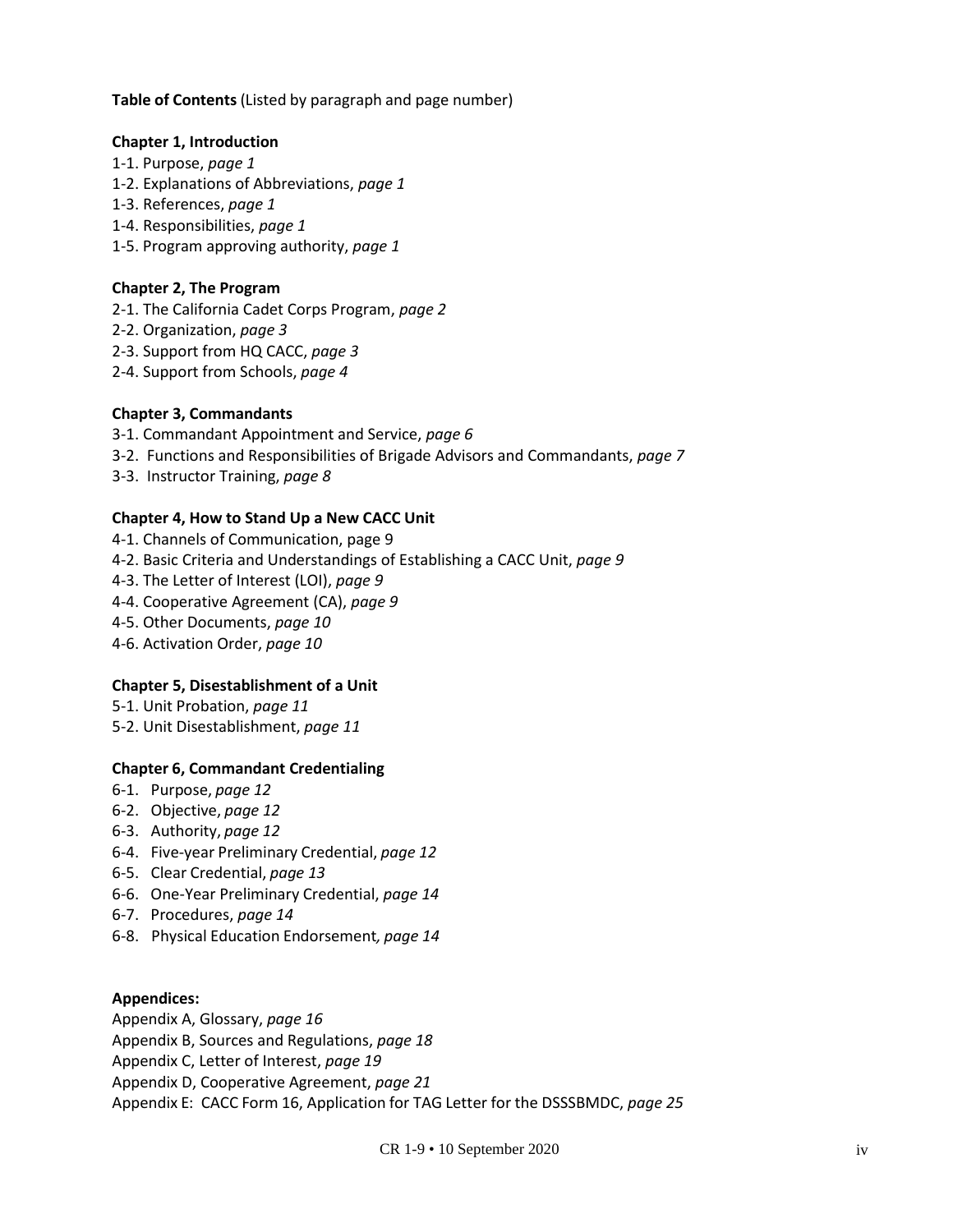**Table of Contents** (Listed by paragraph and page number)

**Chapter 1, Introduction**

1-1. Purpose, *page 1*
1-2. Explanations of Abbreviations, *page 1*
1-3. References, *page 1*
1-4. Responsibilities, *page 1*
1-5. Program approving authority, *page 1*

**Chapter 2, The Program**

2-1. The California Cadet Corps Program, *page 2*
2-2. Organization, *page 3*
2-3. Support from HQ CACC, *page 3*
2-4. Support from Schools, *page 4*

**Chapter 3, Commandants**

3-1. Commandant Appointment and Service, *page 6*
3-2. Functions and Responsibilities of Brigade Advisors and Commandants, *page 7*
3-3. Instructor Training, *page 8*

**Chapter 4, How to Stand Up a New CACC Unit**

4-1. Channels of Communication, page 9
4-2. Basic Criteria and Understandings of Establishing a CACC Unit, *page 9*
4-3. The Letter of Interest (LOI), *page 9*
4-4. Cooperative Agreement (CA), *page 9*
4-5. Other Documents, *page 10*
4-6. Activation Order, *page 10*

**Chapter 5, Disestablishment of a Unit**

5-1. Unit Probation, *page 11*
5-2. Unit Disestablishment, *page 11*

**Chapter 6, Commandant Credentialing**

6-1. Purpose, *page 12*
6-2. Objective, *page 12*
6-3. Authority, *page 12*
6-4. Five-year Preliminary Credential, *page 12*
6-5. Clear Credential, *page 13*
6-6. One-Year Preliminary Credential, *page 14*
6-7. Procedures, *page 14*
6-8. Physical Education Endorsement, *page 14*

**Appendices:**

Appendix A, Glossary, *page 16*
Appendix B, Sources and Regulations, *page 18*
Appendix C, Letter of Interest, *page 19*
Appendix D, Cooperative Agreement, *page 21*
Appendix E: CACC Form 16, Application for TAG Letter for the DSSSBMDC, *page 25*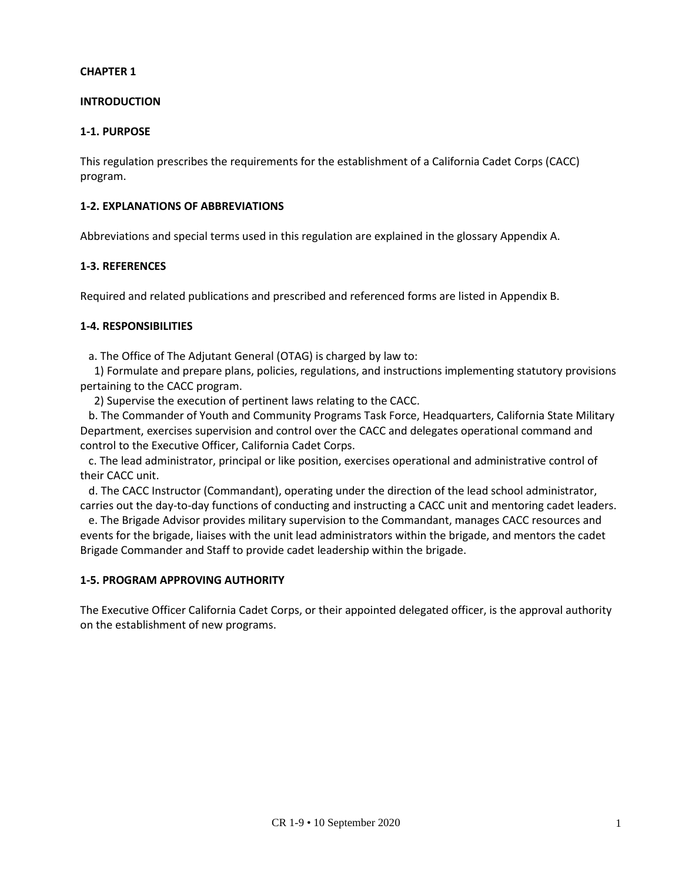**CHAPTER 1**

**INTRODUCTION**

**1-1. PURPOSE**

This regulation prescribes the requirements for the establishment of a California Cadet Corps (CACC) program.

**1-2. EXPLANATIONS OF ABBREVIATIONS**

Abbreviations and special terms used in this regulation are explained in the glossary Appendix A.

**1-3. REFERENCES**

Required and related publications and prescribed and referenced forms are listed in Appendix B.

**1-4. RESPONSIBILITIES**

a. The Office of The Adjutant General (OTAG) is charged by law to:

1) Formulate and prepare plans, policies, regulations, and instructions implementing statutory provisions pertaining to the CACC program.

2) Supervise the execution of pertinent laws relating to the CACC.

b. The Commander of Youth and Community Programs Task Force, Headquarters, California State Military Department, exercises supervision and control over the CACC and delegates operational command and control to the Executive Officer, California Cadet Corps.

c. The lead administrator, principal or like position, exercises operational and administrative control of their CACC unit.

d. The CACC Instructor (Commandant), operating under the direction of the lead school administrator, carries out the day-to-day functions of conducting and instructing a CACC unit and mentoring cadet leaders.

e. The Brigade Advisor provides military supervision to the Commandant, manages CACC resources and events for the brigade, liaises with the unit lead administrators within the brigade, and mentors the cadet Brigade Commander and Staff to provide cadet leadership within the brigade.

**1-5. PROGRAM APPROVING AUTHORITY**

The Executive Officer California Cadet Corps, or their appointed delegated officer, is the approval authority on the establishment of new programs.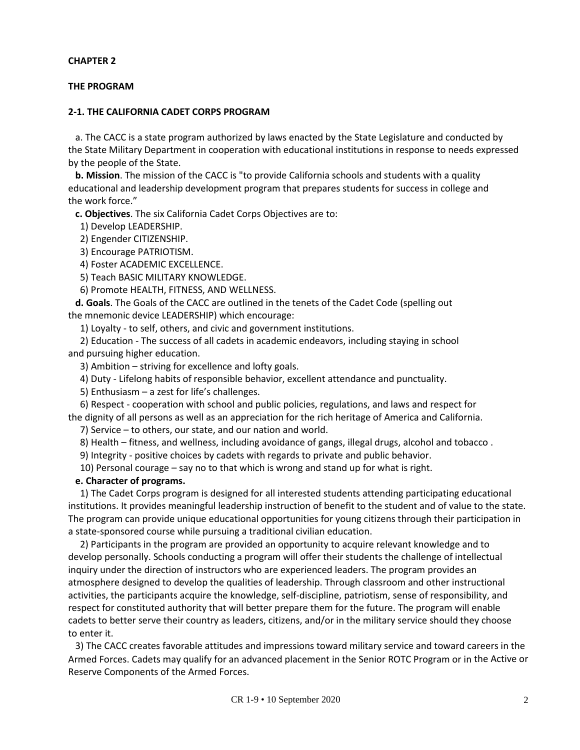**CHAPTER 2**

**THE PROGRAM**

**2-1. THE CALIFORNIA CADET CORPS PROGRAM**

a. The CACC is a state program authorized by laws enacted by the State Legislature and conducted by the State Military Department in cooperation with educational institutions in response to needs expressed by the people of the State.

**b. Mission**. The mission of the CACC is "to provide California schools and students with a quality educational and leadership development program that prepares students for success in college and the work force."

**c. Objectives**. The six California Cadet Corps Objectives are to:

1) Develop LEADERSHIP.
2) Engender CITIZENSHIP.
3) Encourage PATRIOTISM.
4) Foster ACADEMIC EXCELLENCE.
5) Teach BASIC MILITARY KNOWLEDGE.
6) Promote HEALTH, FITNESS, AND WELLNESS.

**d. Goals**. The Goals of the CACC are outlined in the tenets of the Cadet Code (spelling out the mnemonic device LEADERSHIP) which encourage:

1) Loyalty - to self, others, and civic and government institutions.
2) Education - The success of all cadets in academic endeavors, including staying in school and pursuing higher education.
3) Ambition – striving for excellence and lofty goals.
4) Duty - Lifelong habits of responsible behavior, excellent attendance and punctuality.
5) Enthusiasm – a zest for life's challenges.
6) Respect - cooperation with school and public policies, regulations, and laws and respect for the dignity of all persons as well as an appreciation for the rich heritage of America and California.
7) Service – to others, our state, and our nation and world.
8) Health – fitness, and wellness, including avoidance of gangs, illegal drugs, alcohol and tobacco .
9) Integrity - positive choices by cadets with regards to private and public behavior.
10) Personal courage – say no to that which is wrong and stand up for what is right.

**e. Character of programs.**

1) The Cadet Corps program is designed for all interested students attending participating educational institutions. It provides meaningful leadership instruction of benefit to the student and of value to the state. The program can provide unique educational opportunities for young citizens through their participation in a state-sponsored course while pursuing a traditional civilian education.

2) Participants in the program are provided an opportunity to acquire relevant knowledge and to develop personally. Schools conducting a program will offer their students the challenge of intellectual inquiry under the direction of instructors who are experienced leaders. The program provides an atmosphere designed to develop the qualities of leadership. Through classroom and other instructional activities, the participants acquire the knowledge, self-discipline, patriotism, sense of responsibility, and respect for constituted authority that will better prepare them for the future. The program will enable cadets to better serve their country as leaders, citizens, and/or in the military service should they choose to enter it.

3) The CACC creates favorable attitudes and impressions toward military service and toward careers in the Armed Forces. Cadets may qualify for an advanced placement in the Senior ROTC Program or in the Active or Reserve Components of the Armed Forces.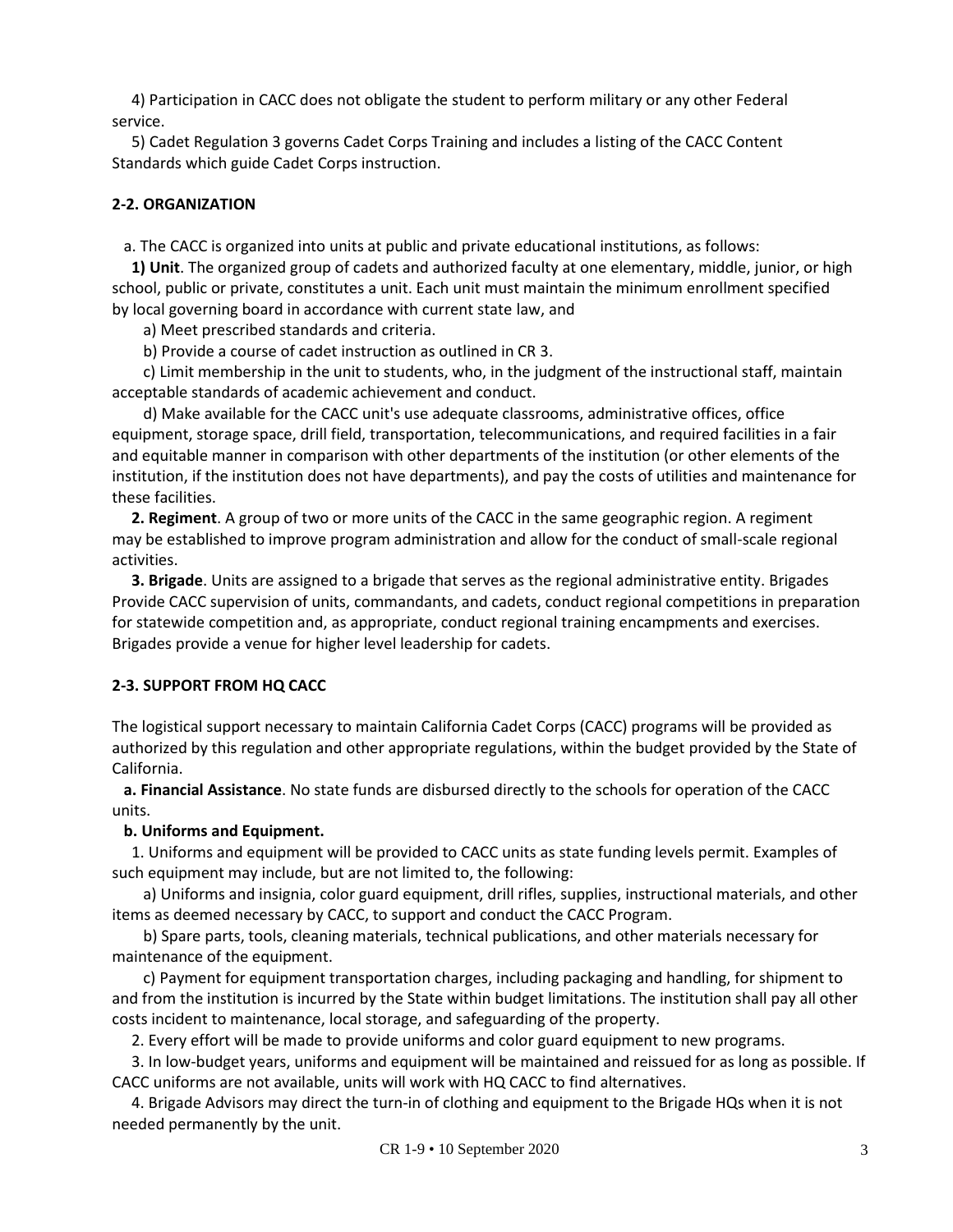4) Participation in CACC does not obligate the student to perform military or any other Federal service.

5) Cadet Regulation 3 governs Cadet Corps Training and includes a listing of the CACC Content Standards which guide Cadet Corps instruction.

**2-2. ORGANIZATION**

a. The CACC is organized into units at public and private educational institutions, as follows:

**1) Unit**. The organized group of cadets and authorized faculty at one elementary, middle, junior, or high school, public or private, constitutes a unit. Each unit must maintain the minimum enrollment specified by local governing board in accordance with current state law, and

a) Meet prescribed standards and criteria.

b) Provide a course of cadet instruction as outlined in CR 3.

c) Limit membership in the unit to students, who, in the judgment of the instructional staff, maintain acceptable standards of academic achievement and conduct.

d) Make available for the CACC unit's use adequate classrooms, administrative offices, office equipment, storage space, drill field, transportation, telecommunications, and required facilities in a fair and equitable manner in comparison with other departments of the institution (or other elements of the institution, if the institution does not have departments), and pay the costs of utilities and maintenance for these facilities.

**2. Regiment**. A group of two or more units of the CACC in the same geographic region. A regiment may be established to improve program administration and allow for the conduct of small-scale regional activities.

**3. Brigade**. Units are assigned to a brigade that serves as the regional administrative entity. Brigades Provide CACC supervision of units, commandants, and cadets, conduct regional competitions in preparation for statewide competition and, as appropriate, conduct regional training encampments and exercises. Brigades provide a venue for higher level leadership for cadets.

**2-3. SUPPORT FROM HQ CACC**

The logistical support necessary to maintain California Cadet Corps (CACC) programs will be provided as authorized by this regulation and other appropriate regulations, within the budget provided by the State of California.

**a. Financial Assistance**. No state funds are disbursed directly to the schools for operation of the CACC units.

**b. Uniforms and Equipment.**

1. Uniforms and equipment will be provided to CACC units as state funding levels permit. Examples of such equipment may include, but are not limited to, the following:

a) Uniforms and insignia, color guard equipment, drill rifles, supplies, instructional materials, and other items as deemed necessary by CACC, to support and conduct the CACC Program.

b) Spare parts, tools, cleaning materials, technical publications, and other materials necessary for maintenance of the equipment.

c) Payment for equipment transportation charges, including packaging and handling, for shipment to and from the institution is incurred by the State within budget limitations. The institution shall pay all other costs incident to maintenance, local storage, and safeguarding of the property.

2. Every effort will be made to provide uniforms and color guard equipment to new programs.

3. In low-budget years, uniforms and equipment will be maintained and reissued for as long as possible. If CACC uniforms are not available, units will work with HQ CACC to find alternatives.

4. Brigade Advisors may direct the turn-in of clothing and equipment to the Brigade HQs when it is not needed permanently by the unit.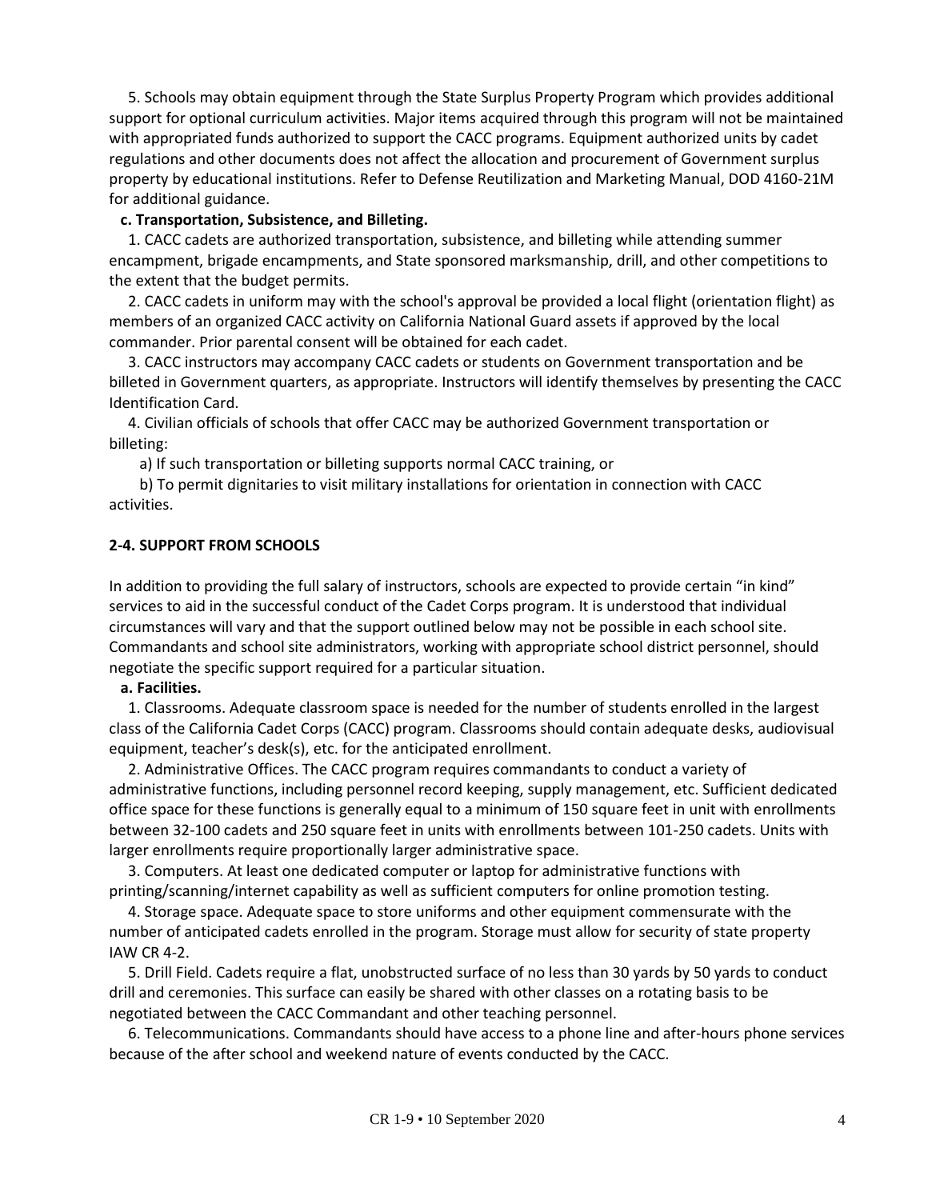5. Schools may obtain equipment through the State Surplus Property Program which provides additional support for optional curriculum activities. Major items acquired through this program will not be maintained with appropriated funds authorized to support the CACC programs. Equipment authorized units by cadet regulations and other documents does not affect the allocation and procurement of Government surplus property by educational institutions. Refer to Defense Reutilization and Marketing Manual, DOD 4160-21M for additional guidance.

**c. Transportation, Subsistence, and Billeting.**

1. CACC cadets are authorized transportation, subsistence, and billeting while attending summer encampment, brigade encampments, and State sponsored marksmanship, drill, and other competitions to the extent that the budget permits.

2. CACC cadets in uniform may with the school's approval be provided a local flight (orientation flight) as members of an organized CACC activity on California National Guard assets if approved by the local commander. Prior parental consent will be obtained for each cadet.

3. CACC instructors may accompany CACC cadets or students on Government transportation and be billeted in Government quarters, as appropriate. Instructors will identify themselves by presenting the CACC Identification Card.

4. Civilian officials of schools that offer CACC may be authorized Government transportation or billeting:

a) If such transportation or billeting supports normal CACC training, or

b) To permit dignitaries to visit military installations for orientation in connection with CACC activities.

**2-4. SUPPORT FROM SCHOOLS**

In addition to providing the full salary of instructors, schools are expected to provide certain "in kind" services to aid in the successful conduct of the Cadet Corps program. It is understood that individual circumstances will vary and that the support outlined below may not be possible in each school site. Commandants and school site administrators, working with appropriate school district personnel, should negotiate the specific support required for a particular situation.

**a. Facilities.**

1. Classrooms. Adequate classroom space is needed for the number of students enrolled in the largest class of the California Cadet Corps (CACC) program. Classrooms should contain adequate desks, audiovisual equipment, teacher's desk(s), etc. for the anticipated enrollment.

2. Administrative Offices. The CACC program requires commandants to conduct a variety of administrative functions, including personnel record keeping, supply management, etc. Sufficient dedicated office space for these functions is generally equal to a minimum of 150 square feet in unit with enrollments between 32-100 cadets and 250 square feet in units with enrollments between 101-250 cadets. Units with larger enrollments require proportionally larger administrative space.

3. Computers. At least one dedicated computer or laptop for administrative functions with printing/scanning/internet capability as well as sufficient computers for online promotion testing.

4. Storage space. Adequate space to store uniforms and other equipment commensurate with the number of anticipated cadets enrolled in the program. Storage must allow for security of state property IAW CR 4-2.

5. Drill Field. Cadets require a flat, unobstructed surface of no less than 30 yards by 50 yards to conduct drill and ceremonies. This surface can easily be shared with other classes on a rotating basis to be negotiated between the CACC Commandant and other teaching personnel.

6. Telecommunications. Commandants should have access to a phone line and after-hours phone services because of the after school and weekend nature of events conducted by the CACC.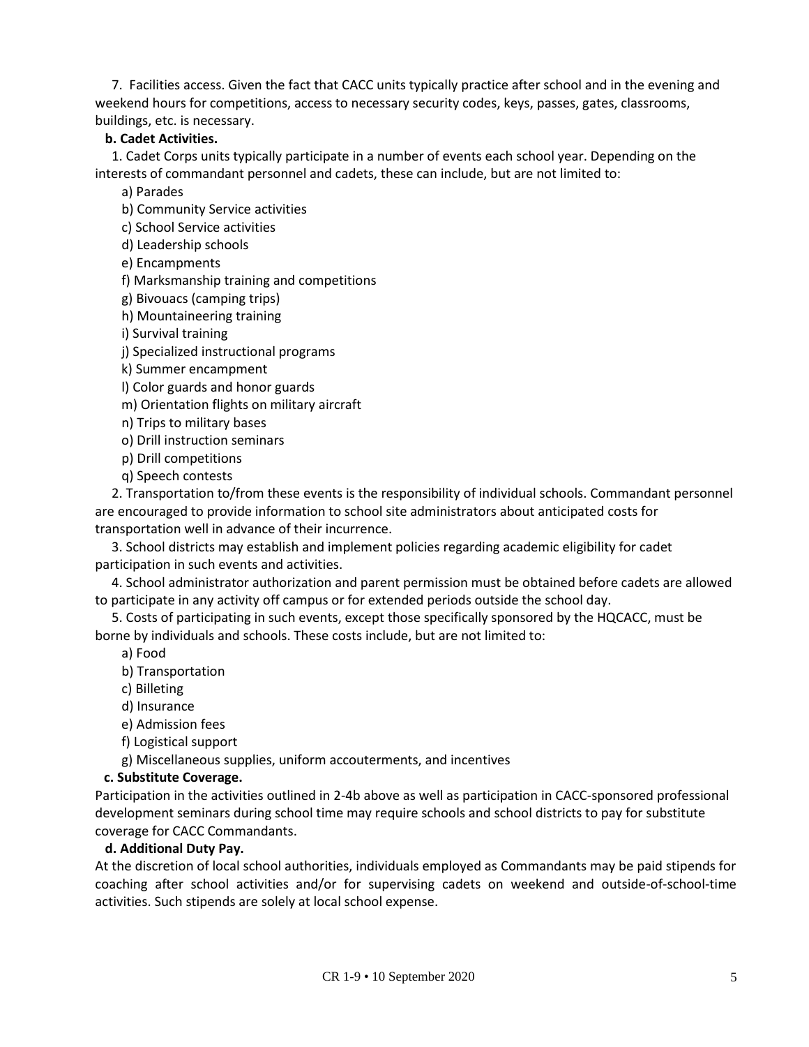7. Facilities access. Given the fact that CACC units typically practice after school and in the evening and weekend hours for competitions, access to necessary security codes, keys, passes, gates, classrooms, buildings, etc. is necessary.

**b. Cadet Activities.**

1. Cadet Corps units typically participate in a number of events each school year. Depending on the interests of commandant personnel and cadets, these can include, but are not limited to:

   a) Parades
   b) Community Service activities
   c) School Service activities
   d) Leadership schools
   e) Encampments
   f) Marksmanship training and competitions
   g) Bivouacs (camping trips)
   h) Mountaineering training
   i) Survival training
   j) Specialized instructional programs
   k) Summer encampment
   l) Color guards and honor guards
   m) Orientation flights on military aircraft
   n) Trips to military bases
   o) Drill instruction seminars
   p) Drill competitions
   q) Speech contests

2. Transportation to/from these events is the responsibility of individual schools. Commandant personnel are encouraged to provide information to school site administrators about anticipated costs for transportation well in advance of their incurrence.

3. School districts may establish and implement policies regarding academic eligibility for cadet participation in such events and activities.

4. School administrator authorization and parent permission must be obtained before cadets are allowed to participate in any activity off campus or for extended periods outside the school day.

5. Costs of participating in such events, except those specifically sponsored by the HQCACC, must be borne by individuals and schools. These costs include, but are not limited to:

   a) Food
   b) Transportation
   c) Billeting
   d) Insurance
   e) Admission fees
   f) Logistical support
   g) Miscellaneous supplies, uniform accouterments, and incentives

**c. Substitute Coverage.**

Participation in the activities outlined in 2-4b above as well as participation in CACC-sponsored professional development seminars during school time may require schools and school districts to pay for substitute coverage for CACC Commandants.

**d. Additional Duty Pay.**

At the discretion of local school authorities, individuals employed as Commandants may be paid stipends for coaching after school activities and/or for supervising cadets on weekend and outside-of-school-time activities. Such stipends are solely at local school expense.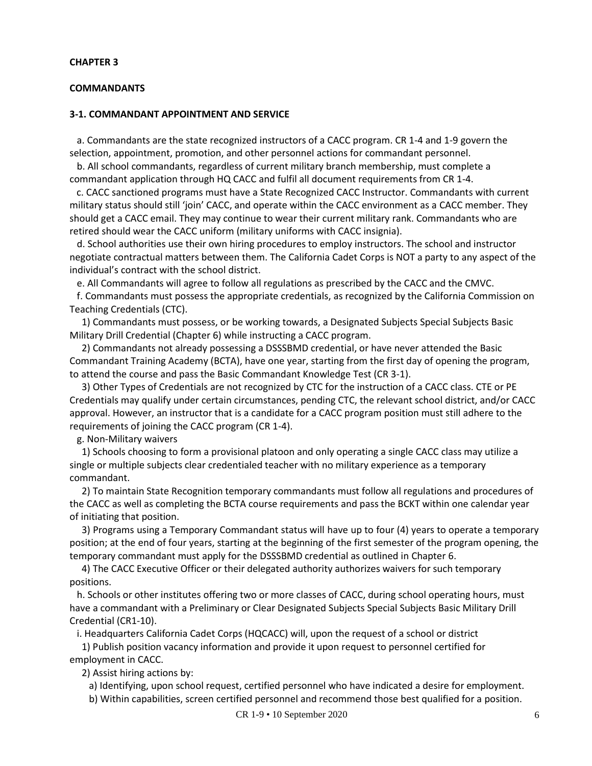**CHAPTER 3**

**COMMANDANTS**

**3-1. COMMANDANT APPOINTMENT AND SERVICE**

a. Commandants are the state recognized instructors of a CACC program. CR 1-4 and 1-9 govern the selection, appointment, promotion, and other personnel actions for commandant personnel.

b. All school commandants, regardless of current military branch membership, must complete a commandant application through HQ CACC and fulfil all document requirements from CR 1-4.

c. CACC sanctioned programs must have a State Recognized CACC Instructor. Commandants with current military status should still 'join' CACC, and operate within the CACC environment as a CACC member. They should get a CACC email. They may continue to wear their current military rank. Commandants who are retired should wear the CACC uniform (military uniforms with CACC insignia).

d. School authorities use their own hiring procedures to employ instructors. The school and instructor negotiate contractual matters between them. The California Cadet Corps is NOT a party to any aspect of the individual's contract with the school district.

e. All Commandants will agree to follow all regulations as prescribed by the CACC and the CMVC.

f. Commandants must possess the appropriate credentials, as recognized by the California Commission on Teaching Credentials (CTC).

1) Commandants must possess, or be working towards, a Designated Subjects Special Subjects Basic Military Drill Credential (Chapter 6) while instructing a CACC program.

2) Commandants not already possessing a DSSSBMD credential, or have never attended the Basic Commandant Training Academy (BCTA), have one year, starting from the first day of opening the program, to attend the course and pass the Basic Commandant Knowledge Test (CR 3-1).

3) Other Types of Credentials are not recognized by CTC for the instruction of a CACC class. CTE or PE Credentials may qualify under certain circumstances, pending CTC, the relevant school district, and/or CACC approval. However, an instructor that is a candidate for a CACC program position must still adhere to the requirements of joining the CACC program (CR 1-4).

g. Non-Military waivers

1) Schools choosing to form a provisional platoon and only operating a single CACC class may utilize a single or multiple subjects clear credentialed teacher with no military experience as a temporary commandant.

2) To maintain State Recognition temporary commandants must follow all regulations and procedures of the CACC as well as completing the BCTA course requirements and pass the BCKT within one calendar year of initiating that position.

3) Programs using a Temporary Commandant status will have up to four (4) years to operate a temporary position; at the end of four years, starting at the beginning of the first semester of the program opening, the temporary commandant must apply for the DSSSBMD credential as outlined in Chapter 6.

4) The CACC Executive Officer or their delegated authority authorizes waivers for such temporary positions.

h. Schools or other institutes offering two or more classes of CACC, during school operating hours, must have a commandant with a Preliminary or Clear Designated Subjects Special Subjects Basic Military Drill Credential (CR1-10).

i. Headquarters California Cadet Corps (HQCACC) will, upon the request of a school or district

1) Publish position vacancy information and provide it upon request to personnel certified for employment in CACC.

2) Assist hiring actions by:

a) Identifying, upon school request, certified personnel who have indicated a desire for employment.

b) Within capabilities, screen certified personnel and recommend those best qualified for a position.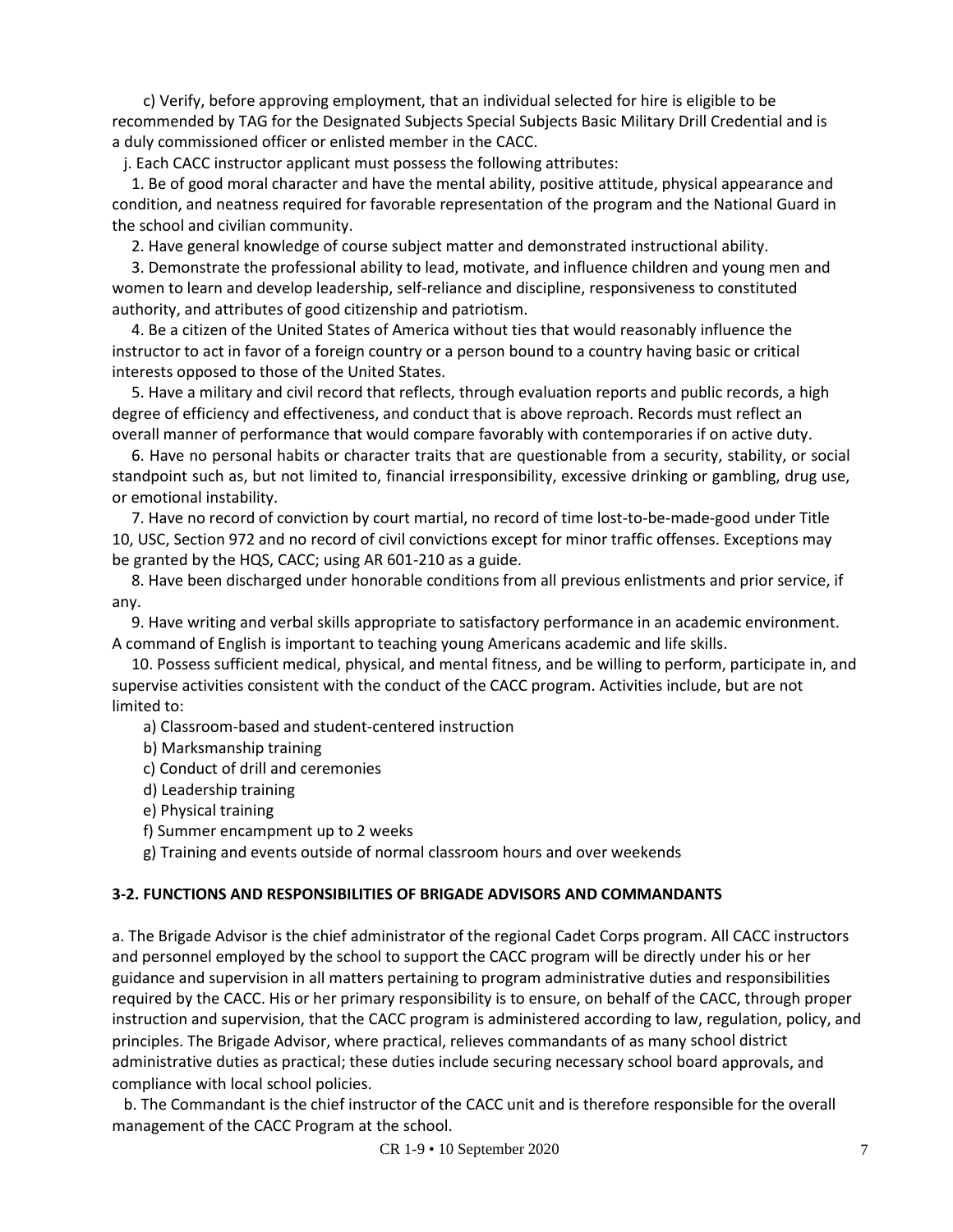c) Verify, before approving employment, that an individual selected for hire is eligible to be recommended by TAG for the Designated Subjects Special Subjects Basic Military Drill Credential and is a duly commissioned officer or enlisted member in the CACC.

j. Each CACC instructor applicant must possess the following attributes:

1. Be of good moral character and have the mental ability, positive attitude, physical appearance and condition, and neatness required for favorable representation of the program and the National Guard in the school and civilian community.

2. Have general knowledge of course subject matter and demonstrated instructional ability.

3. Demonstrate the professional ability to lead, motivate, and influence children and young men and women to learn and develop leadership, self-reliance and discipline, responsiveness to constituted authority, and attributes of good citizenship and patriotism.

4. Be a citizen of the United States of America without ties that would reasonably influence the instructor to act in favor of a foreign country or a person bound to a country having basic or critical interests opposed to those of the United States.

5. Have a military and civil record that reflects, through evaluation reports and public records, a high degree of efficiency and effectiveness, and conduct that is above reproach. Records must reflect an overall manner of performance that would compare favorably with contemporaries if on active duty.

6. Have no personal habits or character traits that are questionable from a security, stability, or social standpoint such as, but not limited to, financial irresponsibility, excessive drinking or gambling, drug use, or emotional instability.

7. Have no record of conviction by court martial, no record of time lost-to-be-made-good under Title 10, USC, Section 972 and no record of civil convictions except for minor traffic offenses. Exceptions may be granted by the HQS, CACC; using AR 601-210 as a guide.

8. Have been discharged under honorable conditions from all previous enlistments and prior service, if any.

9. Have writing and verbal skills appropriate to satisfactory performance in an academic environment. A command of English is important to teaching young Americans academic and life skills.

10. Possess sufficient medical, physical, and mental fitness, and be willing to perform, participate in, and supervise activities consistent with the conduct of the CACC program. Activities include, but are not limited to:

a) Classroom-based and student-centered instruction

b) Marksmanship training

c) Conduct of drill and ceremonies

d) Leadership training

e) Physical training

f) Summer encampment up to 2 weeks

g) Training and events outside of normal classroom hours and over weekends

**3-2. FUNCTIONS AND RESPONSIBILITIES OF BRIGADE ADVISORS AND COMMANDANTS**

a. The Brigade Advisor is the chief administrator of the regional Cadet Corps program. All CACC instructors and personnel employed by the school to support the CACC program will be directly under his or her guidance and supervision in all matters pertaining to program administrative duties and responsibilities required by the CACC. His or her primary responsibility is to ensure, on behalf of the CACC, through proper instruction and supervision, that the CACC program is administered according to law, regulation, policy, and principles. The Brigade Advisor, where practical, relieves commandants of as many school district administrative duties as practical; these duties include securing necessary school board approvals, and compliance with local school policies.

b. The Commandant is the chief instructor of the CACC unit and is therefore responsible for the overall management of the CACC Program at the school.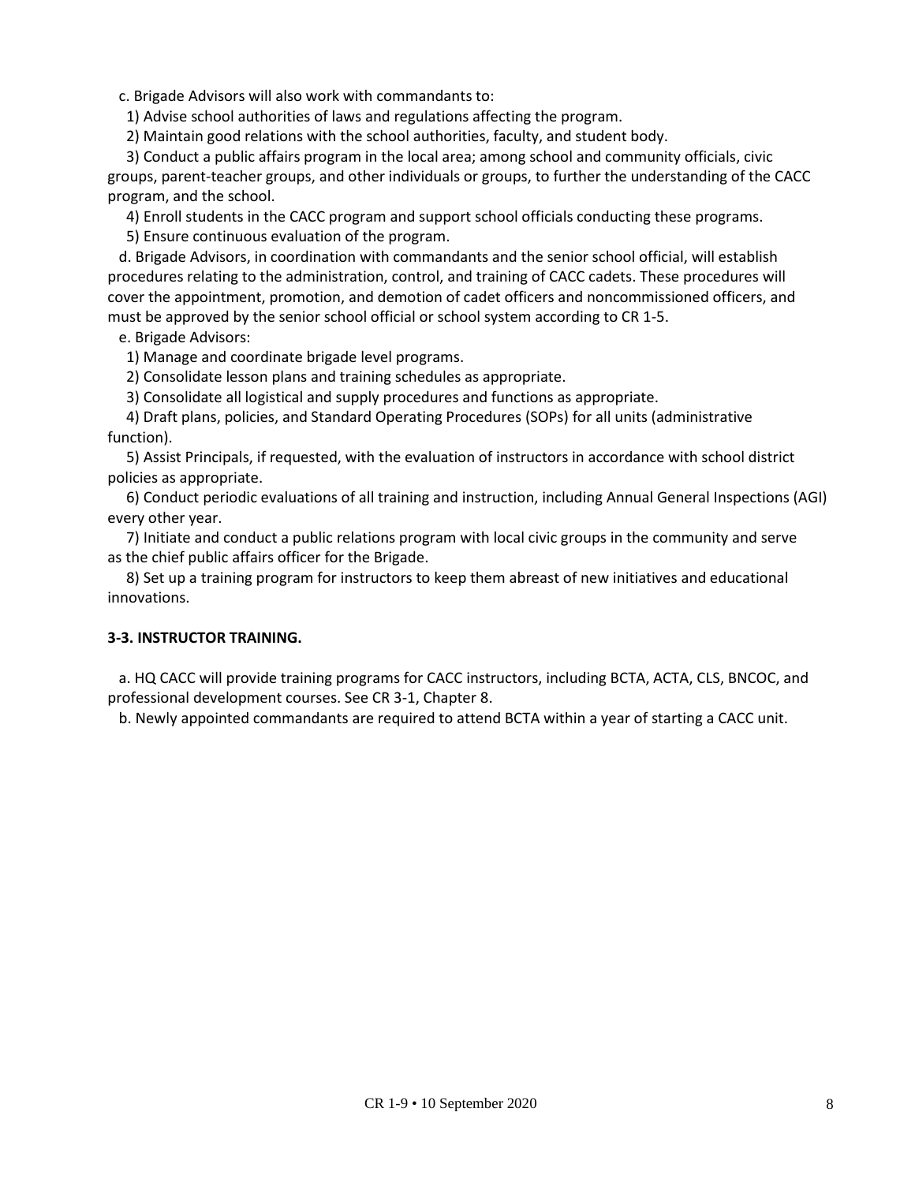c. Brigade Advisors will also work with commandants to:

1) Advise school authorities of laws and regulations affecting the program.

2) Maintain good relations with the school authorities, faculty, and student body.

3) Conduct a public affairs program in the local area; among school and community officials, civic groups, parent-teacher groups, and other individuals or groups, to further the understanding of the CACC program, and the school.

4) Enroll students in the CACC program and support school officials conducting these programs.

5) Ensure continuous evaluation of the program.

d. Brigade Advisors, in coordination with commandants and the senior school official, will establish procedures relating to the administration, control, and training of CACC cadets. These procedures will cover the appointment, promotion, and demotion of cadet officers and noncommissioned officers, and must be approved by the senior school official or school system according to CR 1-5.

e. Brigade Advisors:

1) Manage and coordinate brigade level programs.

2) Consolidate lesson plans and training schedules as appropriate.

3) Consolidate all logistical and supply procedures and functions as appropriate.

4) Draft plans, policies, and Standard Operating Procedures (SOPs) for all units (administrative function).

5) Assist Principals, if requested, with the evaluation of instructors in accordance with school district policies as appropriate.

6) Conduct periodic evaluations of all training and instruction, including Annual General Inspections (AGI) every other year.

7) Initiate and conduct a public relations program with local civic groups in the community and serve as the chief public affairs officer for the Brigade.

8) Set up a training program for instructors to keep them abreast of new initiatives and educational innovations.

**3-3. INSTRUCTOR TRAINING.**

a. HQ CACC will provide training programs for CACC instructors, including BCTA, ACTA, CLS, BNCOC, and professional development courses. See CR 3-1, Chapter 8.

b. Newly appointed commandants are required to attend BCTA within a year of starting a CACC unit.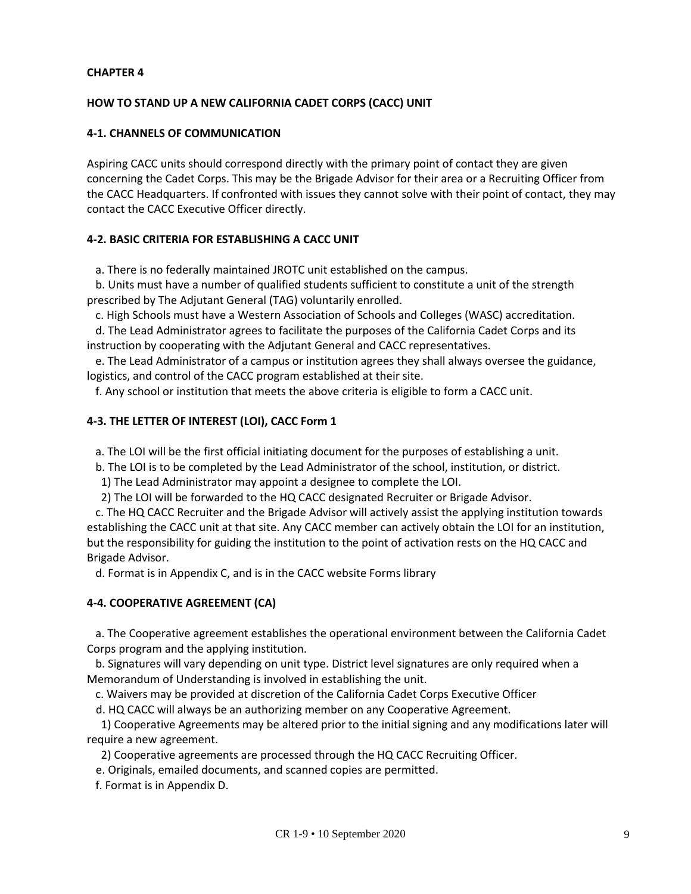**CHAPTER 4**

**HOW TO STAND UP A NEW CALIFORNIA CADET CORPS (CACC) UNIT**

**4-1. CHANNELS OF COMMUNICATION**

Aspiring CACC units should correspond directly with the primary point of contact they are given concerning the Cadet Corps. This may be the Brigade Advisor for their area or a Recruiting Officer from the CACC Headquarters. If confronted with issues they cannot solve with their point of contact, they may contact the CACC Executive Officer directly.

**4-2. BASIC CRITERIA FOR ESTABLISHING A CACC UNIT**

a. There is no federally maintained JROTC unit established on the campus.

b. Units must have a number of qualified students sufficient to constitute a unit of the strength prescribed by The Adjutant General (TAG) voluntarily enrolled.

c. High Schools must have a Western Association of Schools and Colleges (WASC) accreditation.

d. The Lead Administrator agrees to facilitate the purposes of the California Cadet Corps and its instruction by cooperating with the Adjutant General and CACC representatives.

e. The Lead Administrator of a campus or institution agrees they shall always oversee the guidance, logistics, and control of the CACC program established at their site.

f. Any school or institution that meets the above criteria is eligible to form a CACC unit.

**4-3. THE LETTER OF INTEREST (LOI), CACC Form 1**

a. The LOI will be the first official initiating document for the purposes of establishing a unit.

b. The LOI is to be completed by the Lead Administrator of the school, institution, or district.

1) The Lead Administrator may appoint a designee to complete the LOI.

2) The LOI will be forwarded to the HQ CACC designated Recruiter or Brigade Advisor.

c. The HQ CACC Recruiter and the Brigade Advisor will actively assist the applying institution towards establishing the CACC unit at that site. Any CACC member can actively obtain the LOI for an institution, but the responsibility for guiding the institution to the point of activation rests on the HQ CACC and Brigade Advisor.

d. Format is in Appendix C, and is in the CACC website Forms library

**4-4. COOPERATIVE AGREEMENT (CA)**

a. The Cooperative agreement establishes the operational environment between the California Cadet Corps program and the applying institution.

b. Signatures will vary depending on unit type. District level signatures are only required when a Memorandum of Understanding is involved in establishing the unit.

c. Waivers may be provided at discretion of the California Cadet Corps Executive Officer

d. HQ CACC will always be an authorizing member on any Cooperative Agreement.

1) Cooperative Agreements may be altered prior to the initial signing and any modifications later will require a new agreement.

2) Cooperative agreements are processed through the HQ CACC Recruiting Officer.

e. Originals, emailed documents, and scanned copies are permitted.

f. Format is in Appendix D.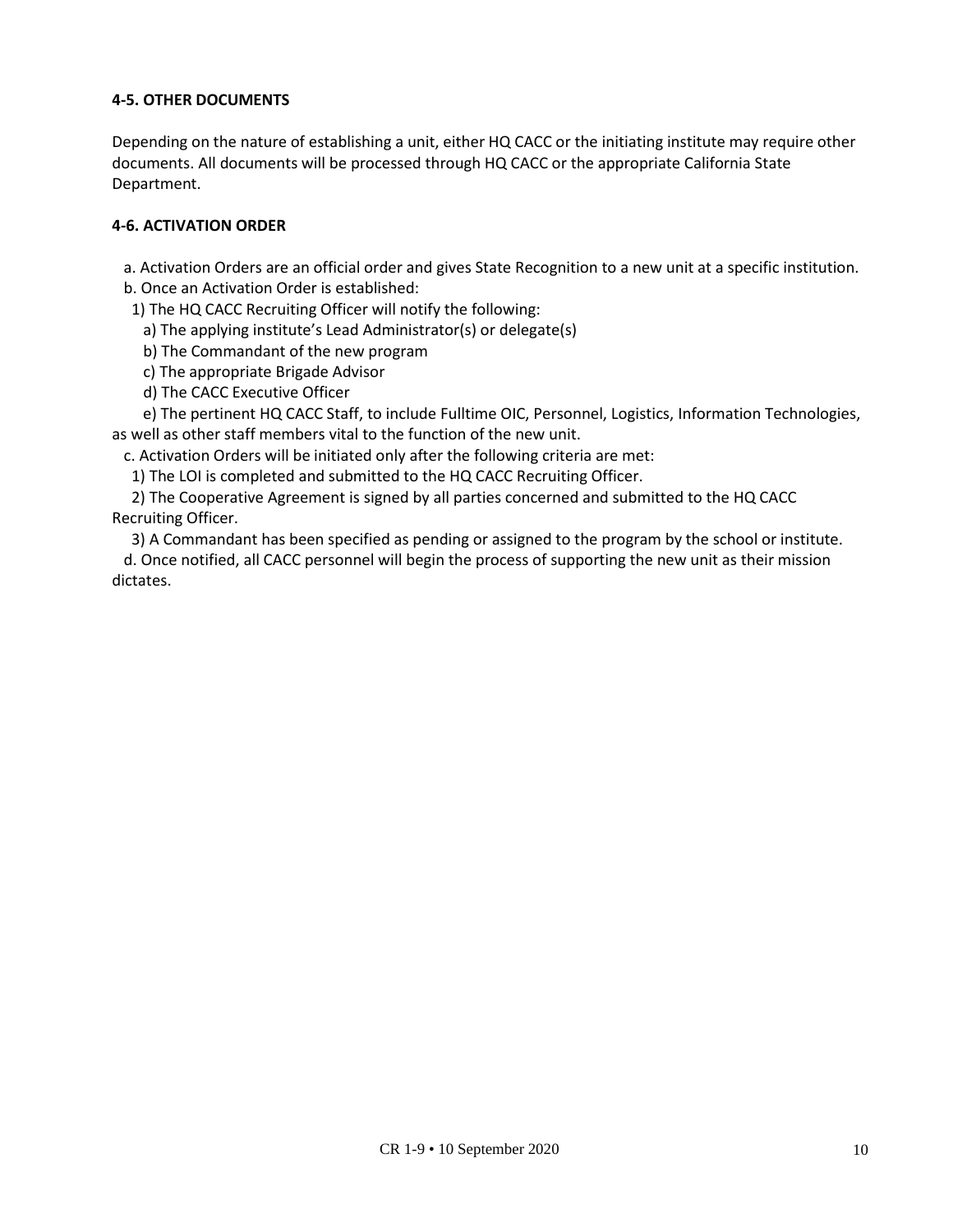#### 4-5. OTHER DOCUMENTS

Depending on the nature of establishing a unit, either HQ CACC or the initiating institute may require other documents. All documents will be processed through HQ CACC or the appropriate California State Department.

#### 4-6. ACTIVATION ORDER

a. Activation Orders are an official order and gives State Recognition to a new unit at a specific institution.

b. Once an Activation Order is established:

1) The HQ CACC Recruiting Officer will notify the following:

a) The applying institute's Lead Administrator(s) or delegate(s)

b) The Commandant of the new program

c) The appropriate Brigade Advisor

d) The CACC Executive Officer

e) The pertinent HQ CACC Staff, to include Fulltime OIC, Personnel, Logistics, Information Technologies, as well as other staff members vital to the function of the new unit.

c. Activation Orders will be initiated only after the following criteria are met:

1) The LOI is completed and submitted to the HQ CACC Recruiting Officer.

2) The Cooperative Agreement is signed by all parties concerned and submitted to the HQ CACC Recruiting Officer.

3) A Commandant has been specified as pending or assigned to the program by the school or institute.

d. Once notified, all CACC personnel will begin the process of supporting the new unit as their mission dictates.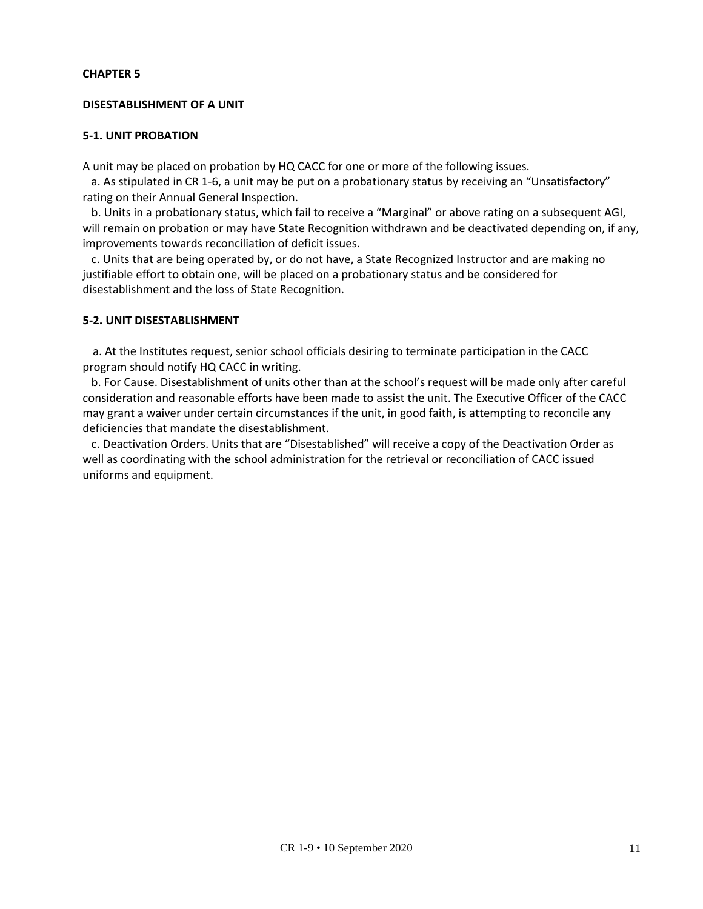# CHAPTER 5

## DISESTABLISHMENT OF A UNIT

### 5-1. UNIT PROBATION

A unit may be placed on probation by HQ CACC for one or more of the following issues.

a. As stipulated in CR 1-6, a unit may be put on a probationary status by receiving an "Unsatisfactory" rating on their Annual General Inspection.

b. Units in a probationary status, which fail to receive a "Marginal" or above rating on a subsequent AGI, will remain on probation or may have State Recognition withdrawn and be deactivated depending on, if any, improvements towards reconciliation of deficit issues.

c. Units that are being operated by, or do not have, a State Recognized Instructor and are making no justifiable effort to obtain one, will be placed on a probationary status and be considered for disestablishment and the loss of State Recognition.

### 5-2. UNIT DISESTABLISHMENT

a. At the Institutes request, senior school officials desiring to terminate participation in the CACC program should notify HQ CACC in writing.

b. For Cause. Disestablishment of units other than at the school's request will be made only after careful consideration and reasonable efforts have been made to assist the unit. The Executive Officer of the CACC may grant a waiver under certain circumstances if the unit, in good faith, is attempting to reconcile any deficiencies that mandate the disestablishment.

c. Deactivation Orders. Units that are "Disestablished" will receive a copy of the Deactivation Order as well as coordinating with the school administration for the retrieval or reconciliation of CACC issued uniforms and equipment.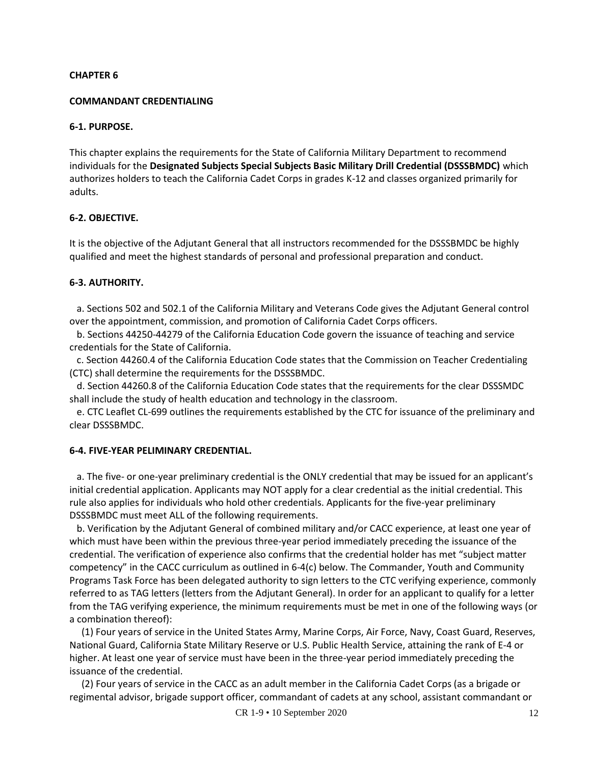**CHAPTER 6**

**COMMANDANT CREDENTIALING**

**6-1. PURPOSE.**

This chapter explains the requirements for the State of California Military Department to recommend individuals for the **Designated Subjects Special Subjects Basic Military Drill Credential (DSSSBMDC)** which authorizes holders to teach the California Cadet Corps in grades K-12 and classes organized primarily for adults.

**6-2. OBJECTIVE.**

It is the objective of the Adjutant General that all instructors recommended for the DSSSBMDC be highly qualified and meet the highest standards of personal and professional preparation and conduct.

**6-3. AUTHORITY.**

a. Sections 502 and 502.1 of the California Military and Veterans Code gives the Adjutant General control over the appointment, commission, and promotion of California Cadet Corps officers.

b. Sections 44250-44279 of the California Education Code govern the issuance of teaching and service credentials for the State of California.

c. Section 44260.4 of the California Education Code states that the Commission on Teacher Credentialing (CTC) shall determine the requirements for the DSSSBMDC.

d. Section 44260.8 of the California Education Code states that the requirements for the clear DSSSMDC shall include the study of health education and technology in the classroom.

e. CTC Leaflet CL-699 outlines the requirements established by the CTC for issuance of the preliminary and clear DSSSBMDC.

**6-4. FIVE-YEAR PELIMINARY CREDENTIAL.**

a. The five- or one-year preliminary credential is the ONLY credential that may be issued for an applicant's initial credential application. Applicants may NOT apply for a clear credential as the initial credential. This rule also applies for individuals who hold other credentials. Applicants for the five-year preliminary DSSSBMDC must meet ALL of the following requirements.

b. Verification by the Adjutant General of combined military and/or CACC experience, at least one year of which must have been within the previous three-year period immediately preceding the issuance of the credential. The verification of experience also confirms that the credential holder has met "subject matter competency" in the CACC curriculum as outlined in 6-4(c) below. The Commander, Youth and Community Programs Task Force has been delegated authority to sign letters to the CTC verifying experience, commonly referred to as TAG letters (letters from the Adjutant General). In order for an applicant to qualify for a letter from the TAG verifying experience, the minimum requirements must be met in one of the following ways (or a combination thereof):

(1) Four years of service in the United States Army, Marine Corps, Air Force, Navy, Coast Guard, Reserves, National Guard, California State Military Reserve or U.S. Public Health Service, attaining the rank of E-4 or higher. At least one year of service must have been in the three-year period immediately preceding the issuance of the credential.

(2) Four years of service in the CACC as an adult member in the California Cadet Corps (as a brigade or regimental advisor, brigade support officer, commandant of cadets at any school, assistant commandant or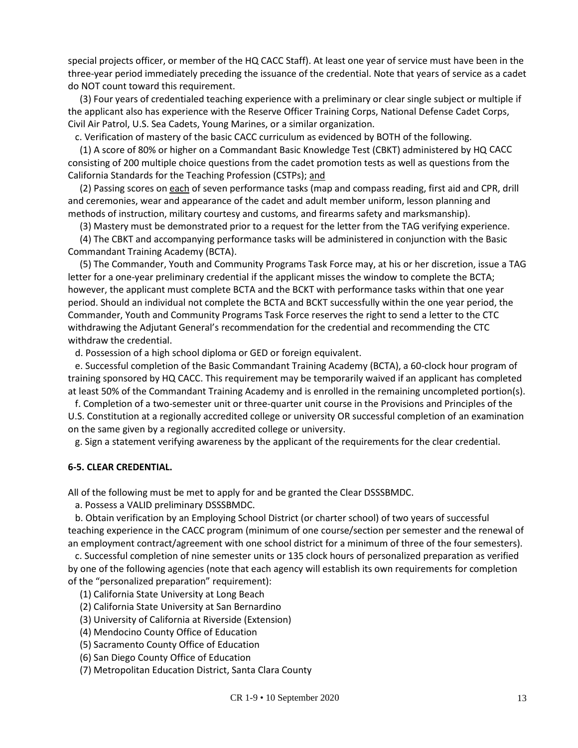special projects officer, or member of the HQ CACC Staff). At least one year of service must have been in the three-year period immediately preceding the issuance of the credential. Note that years of service as a cadet do NOT count toward this requirement.

(3) Four years of credentialed teaching experience with a preliminary or clear single subject or multiple if the applicant also has experience with the Reserve Officer Training Corps, National Defense Cadet Corps, Civil Air Patrol, U.S. Sea Cadets, Young Marines, or a similar organization.

c. Verification of mastery of the basic CACC curriculum as evidenced by BOTH of the following.

(1) A score of 80% or higher on a Commandant Basic Knowledge Test (CBKT) administered by HQ CACC consisting of 200 multiple choice questions from the cadet promotion tests as well as questions from the California Standards for the Teaching Profession (CSTPs); and

(2) Passing scores on each of seven performance tasks (map and compass reading, first aid and CPR, drill and ceremonies, wear and appearance of the cadet and adult member uniform, lesson planning and methods of instruction, military courtesy and customs, and firearms safety and marksmanship).

(3) Mastery must be demonstrated prior to a request for the letter from the TAG verifying experience.

(4) The CBKT and accompanying performance tasks will be administered in conjunction with the Basic Commandant Training Academy (BCTA).

(5) The Commander, Youth and Community Programs Task Force may, at his or her discretion, issue a TAG letter for a one-year preliminary credential if the applicant misses the window to complete the BCTA; however, the applicant must complete BCTA and the BCKT with performance tasks within that one year period. Should an individual not complete the BCTA and BCKT successfully within the one year period, the Commander, Youth and Community Programs Task Force reserves the right to send a letter to the CTC withdrawing the Adjutant General's recommendation for the credential and recommending the CTC withdraw the credential.

d. Possession of a high school diploma or GED or foreign equivalent.

e. Successful completion of the Basic Commandant Training Academy (BCTA), a 60-clock hour program of training sponsored by HQ CACC. This requirement may be temporarily waived if an applicant has completed at least 50% of the Commandant Training Academy and is enrolled in the remaining uncompleted portion(s).

f. Completion of a two-semester unit or three-quarter unit course in the Provisions and Principles of the U.S. Constitution at a regionally accredited college or university OR successful completion of an examination on the same given by a regionally accredited college or university.

g. Sign a statement verifying awareness by the applicant of the requirements for the clear credential.

**6-5. CLEAR CREDENTIAL.**

All of the following must be met to apply for and be granted the Clear DSSSBMDC.

a. Possess a VALID preliminary DSSSBMDC.

b. Obtain verification by an Employing School District (or charter school) of two years of successful teaching experience in the CACC program (minimum of one course/section per semester and the renewal of an employment contract/agreement with one school district for a minimum of three of the four semesters).

c. Successful completion of nine semester units or 135 clock hours of personalized preparation as verified by one of the following agencies (note that each agency will establish its own requirements for completion of the "personalized preparation" requirement):

(1) California State University at Long Beach

(2) California State University at San Bernardino

(3) University of California at Riverside (Extension)

(4) Mendocino County Office of Education

(5) Sacramento County Office of Education

(6) San Diego County Office of Education

(7) Metropolitan Education District, Santa Clara County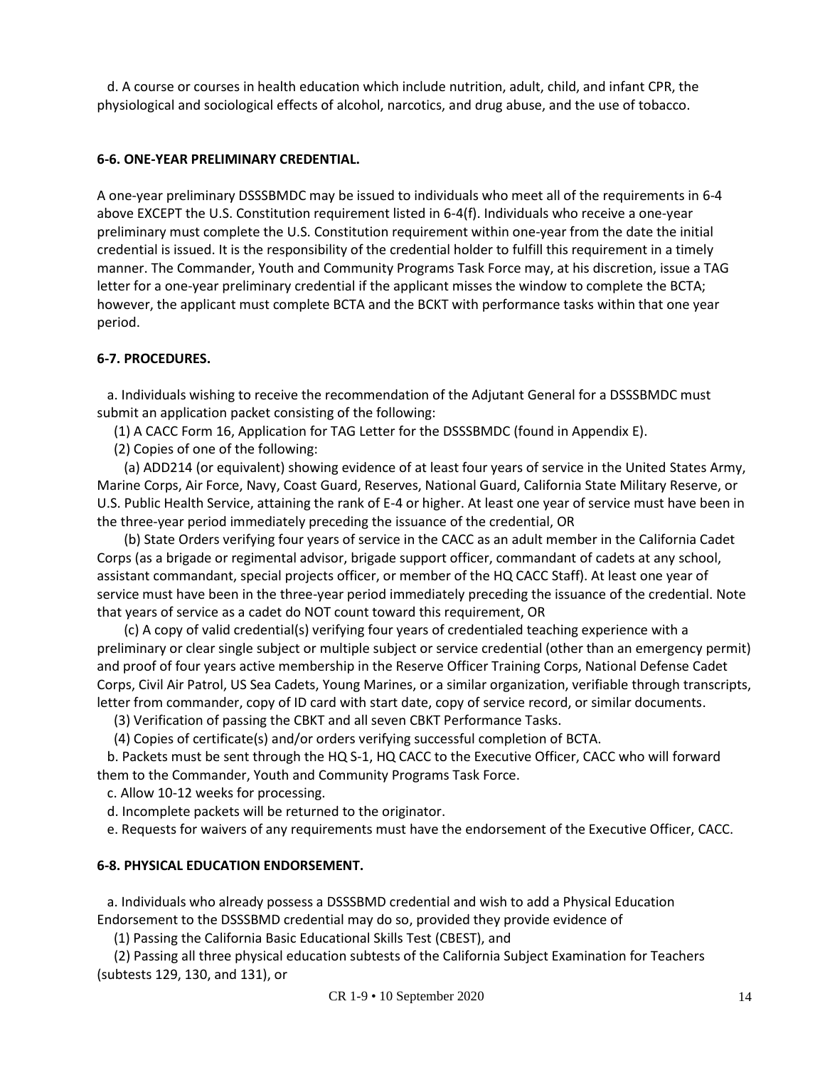d. A course or courses in health education which include nutrition, adult, child, and infant CPR, the physiological and sociological effects of alcohol, narcotics, and drug abuse, and the use of tobacco.

**6-6. ONE-YEAR PRELIMINARY CREDENTIAL.**

A one-year preliminary DSSSBMDC may be issued to individuals who meet all of the requirements in 6-4 above EXCEPT the U.S. Constitution requirement listed in 6-4(f). Individuals who receive a one-year preliminary must complete the U.S. Constitution requirement within one-year from the date the initial credential is issued. It is the responsibility of the credential holder to fulfill this requirement in a timely manner. The Commander, Youth and Community Programs Task Force may, at his discretion, issue a TAG letter for a one-year preliminary credential if the applicant misses the window to complete the BCTA; however, the applicant must complete BCTA and the BCKT with performance tasks within that one year period.

**6-7. PROCEDURES.**

a. Individuals wishing to receive the recommendation of the Adjutant General for a DSSSBMDC must submit an application packet consisting of the following:

(1) A CACC Form 16, Application for TAG Letter for the DSSSBMDC (found in Appendix E).

(2) Copies of one of the following:

(a) ADD214 (or equivalent) showing evidence of at least four years of service in the United States Army, Marine Corps, Air Force, Navy, Coast Guard, Reserves, National Guard, California State Military Reserve, or U.S. Public Health Service, attaining the rank of E-4 or higher. At least one year of service must have been in the three-year period immediately preceding the issuance of the credential, OR

(b) State Orders verifying four years of service in the CACC as an adult member in the California Cadet Corps (as a brigade or regimental advisor, brigade support officer, commandant of cadets at any school, assistant commandant, special projects officer, or member of the HQ CACC Staff). At least one year of service must have been in the three-year period immediately preceding the issuance of the credential. Note that years of service as a cadet do NOT count toward this requirement, OR

(c) A copy of valid credential(s) verifying four years of credentialed teaching experience with a preliminary or clear single subject or multiple subject or service credential (other than an emergency permit) and proof of four years active membership in the Reserve Officer Training Corps, National Defense Cadet Corps, Civil Air Patrol, US Sea Cadets, Young Marines, or a similar organization, verifiable through transcripts, letter from commander, copy of ID card with start date, copy of service record, or similar documents.

(3) Verification of passing the CBKT and all seven CBKT Performance Tasks.

(4) Copies of certificate(s) and/or orders verifying successful completion of BCTA.

b. Packets must be sent through the HQ S-1, HQ CACC to the Executive Officer, CACC who will forward them to the Commander, Youth and Community Programs Task Force.

c. Allow 10-12 weeks for processing.

d. Incomplete packets will be returned to the originator.

e. Requests for waivers of any requirements must have the endorsement of the Executive Officer, CACC.

**6-8. PHYSICAL EDUCATION ENDORSEMENT.**

a. Individuals who already possess a DSSSBMD credential and wish to add a Physical Education Endorsement to the DSSSBMD credential may do so, provided they provide evidence of

(1) Passing the California Basic Educational Skills Test (CBEST), and

(2) Passing all three physical education subtests of the California Subject Examination for Teachers (subtests 129, 130, and 131), or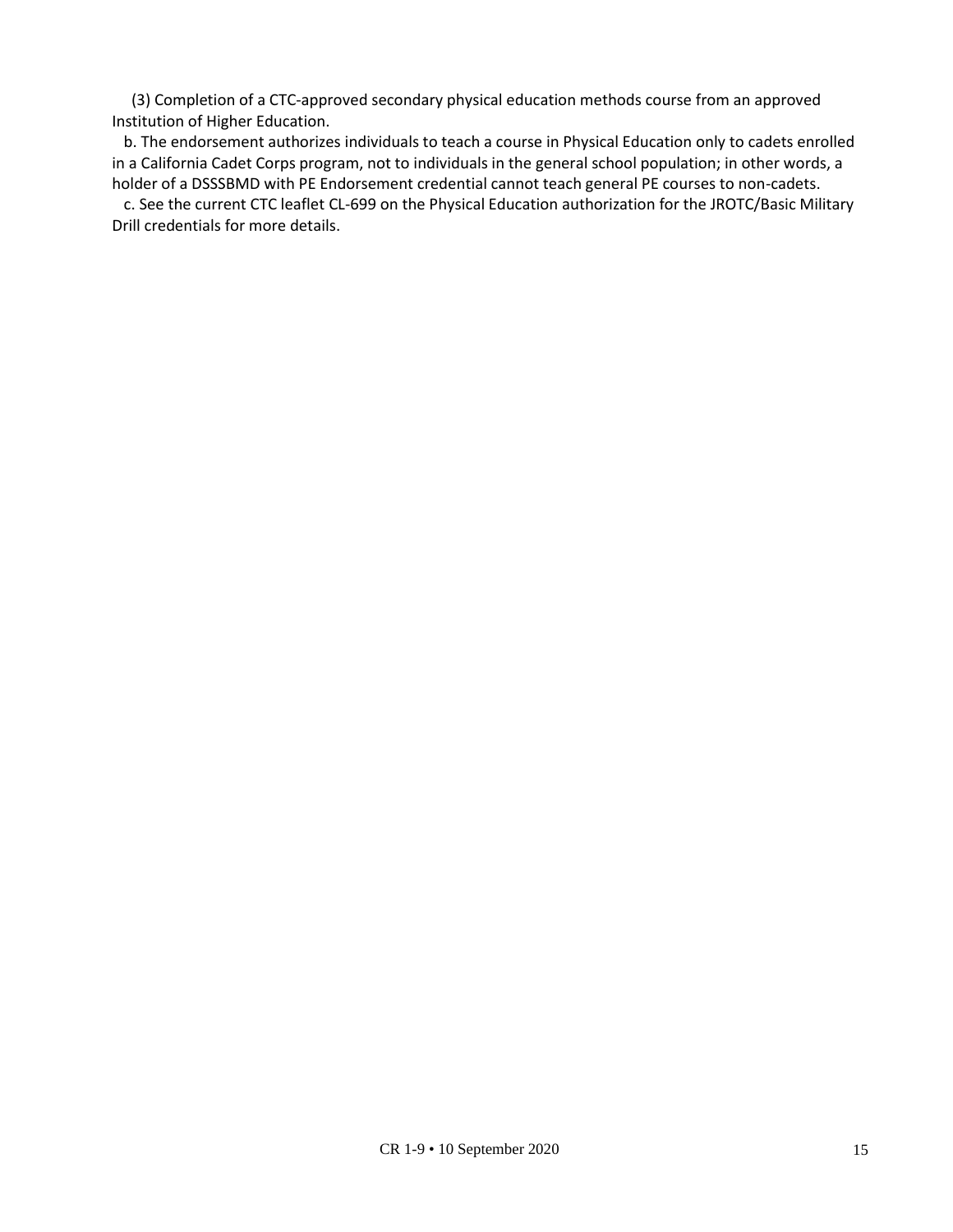(3) Completion of a CTC-approved secondary physical education methods course from an approved Institution of Higher Education.

b. The endorsement authorizes individuals to teach a course in Physical Education only to cadets enrolled in a California Cadet Corps program, not to individuals in the general school population; in other words, a holder of a DSSSBMD with PE Endorsement credential cannot teach general PE courses to non-cadets.

c. See the current CTC leaflet CL-699 on the Physical Education authorization for the JROTC/Basic Military Drill credentials for more details.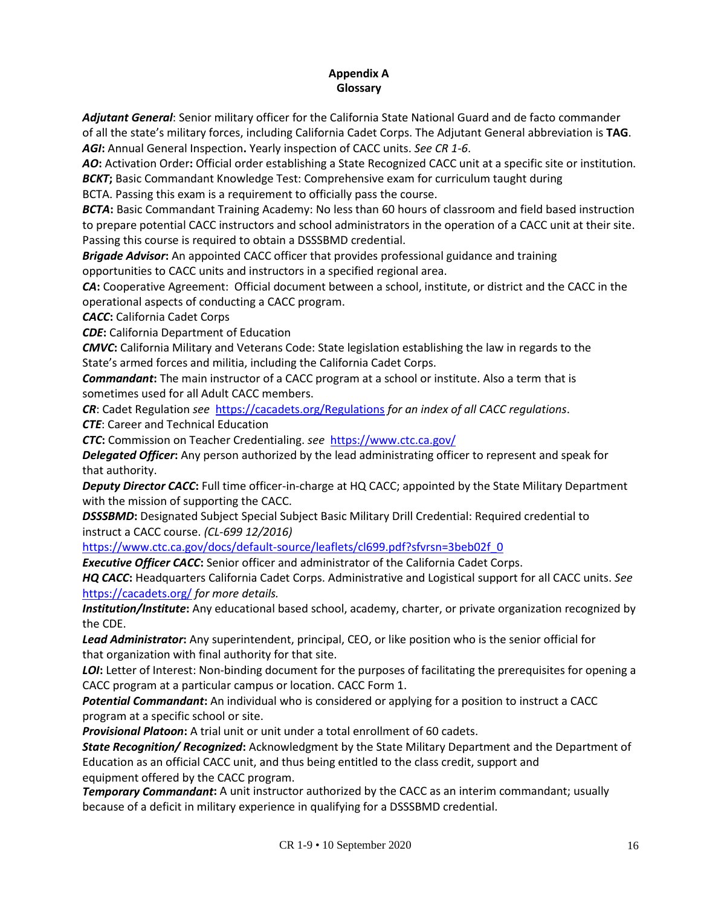# Appendix A
## Glossary

***Adjutant General***: Senior military officer for the California State National Guard and de facto commander of all the state's military forces, including California Cadet Corps. The Adjutant General abbreviation is **TAG**.

***AGI*****:** Annual General Inspection**.** Yearly inspection of CACC units. *See CR 1-6*.

***AO*****:** Activation Order**:** Official order establishing a State Recognized CACC unit at a specific site or institution.

***BCKT*****;** Basic Commandant Knowledge Test: Comprehensive exam for curriculum taught during BCTA. Passing this exam is a requirement to officially pass the course.

***BCTA*****:** Basic Commandant Training Academy: No less than 60 hours of classroom and field based instruction to prepare potential CACC instructors and school administrators in the operation of a CACC unit at their site. Passing this course is required to obtain a DSSSBMD credential.

***Brigade Advisor*****:** An appointed CACC officer that provides professional guidance and training opportunities to CACC units and instructors in a specified regional area.

***CA*****:** Cooperative Agreement: Official document between a school, institute, or district and the CACC in the operational aspects of conducting a CACC program.

***CACC*****:** California Cadet Corps

***CDE*****:** California Department of Education

***CMVC*****:** California Military and Veterans Code: State legislation establishing the law in regards to the State's armed forces and militia, including the California Cadet Corps.

***Commandant*****:** The main instructor of a CACC program at a school or institute. Also a term that is sometimes used for all Adult CACC members.

***CR***: Cadet Regulation *see* https://cacadets.org/Regulations *for an index of all CACC regulations*.

***CTE***: Career and Technical Education

***CTC*****:** Commission on Teacher Credentialing. *see* https://www.ctc.ca.gov/

***Delegated Officer*****:** Any person authorized by the lead administrating officer to represent and speak for that authority.

***Deputy Director CACC*****:** Full time officer-in-charge at HQ CACC; appointed by the State Military Department with the mission of supporting the CACC.

***DSSSBMD*****:** Designated Subject Special Subject Basic Military Drill Credential: Required credential to instruct a CACC course. *(CL-699 12/2016)* https://www.ctc.ca.gov/docs/default-source/leaflets/cl699.pdf?sfvrsn=3beb02f_0

***Executive Officer CACC*****:** Senior officer and administrator of the California Cadet Corps.

***HQ CACC*****:** Headquarters California Cadet Corps. Administrative and Logistical support for all CACC units. *See* https://cacadets.org/ *for more details.*

***Institution/Institute*****:** Any educational based school, academy, charter, or private organization recognized by the CDE.

***Lead Administrator*****:** Any superintendent, principal, CEO, or like position who is the senior official for that organization with final authority for that site.

***LOI*****:** Letter of Interest: Non-binding document for the purposes of facilitating the prerequisites for opening a CACC program at a particular campus or location. CACC Form 1.

***Potential Commandant*****:** An individual who is considered or applying for a position to instruct a CACC program at a specific school or site.

***Provisional Platoon*****:** A trial unit or unit under a total enrollment of 60 cadets.

***State Recognition/ Recognized*****:** Acknowledgment by the State Military Department and the Department of Education as an official CACC unit, and thus being entitled to the class credit, support and equipment offered by the CACC program.

***Temporary Commandant*****:** A unit instructor authorized by the CACC as an interim commandant; usually because of a deficit in military experience in qualifying for a DSSSBMD credential.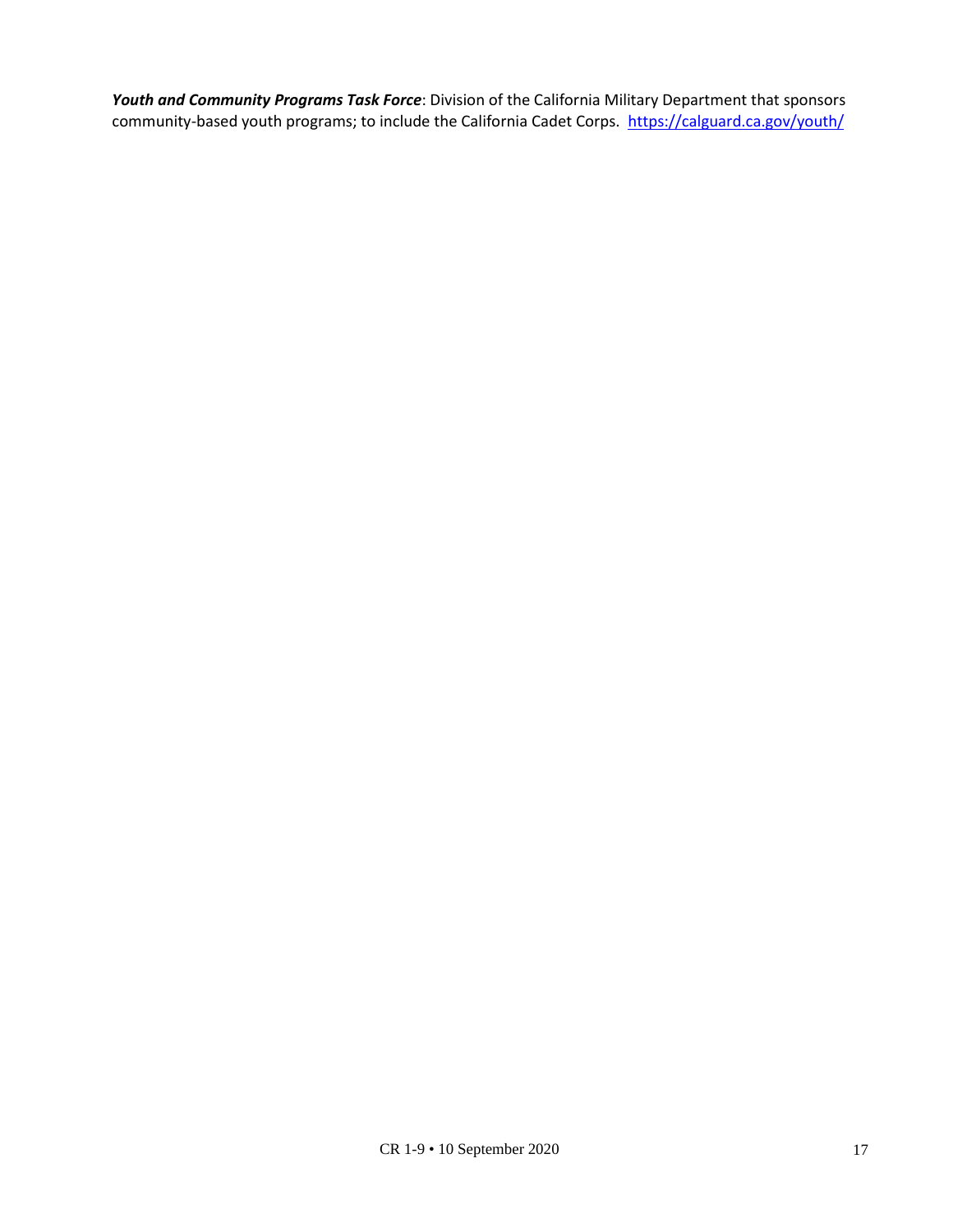***Youth and Community Programs Task Force***: Division of the California Military Department that sponsors community-based youth programs; to include the California Cadet Corps. [https://calguard.ca.gov/youth/](https://calguard.ca.gov/youth/)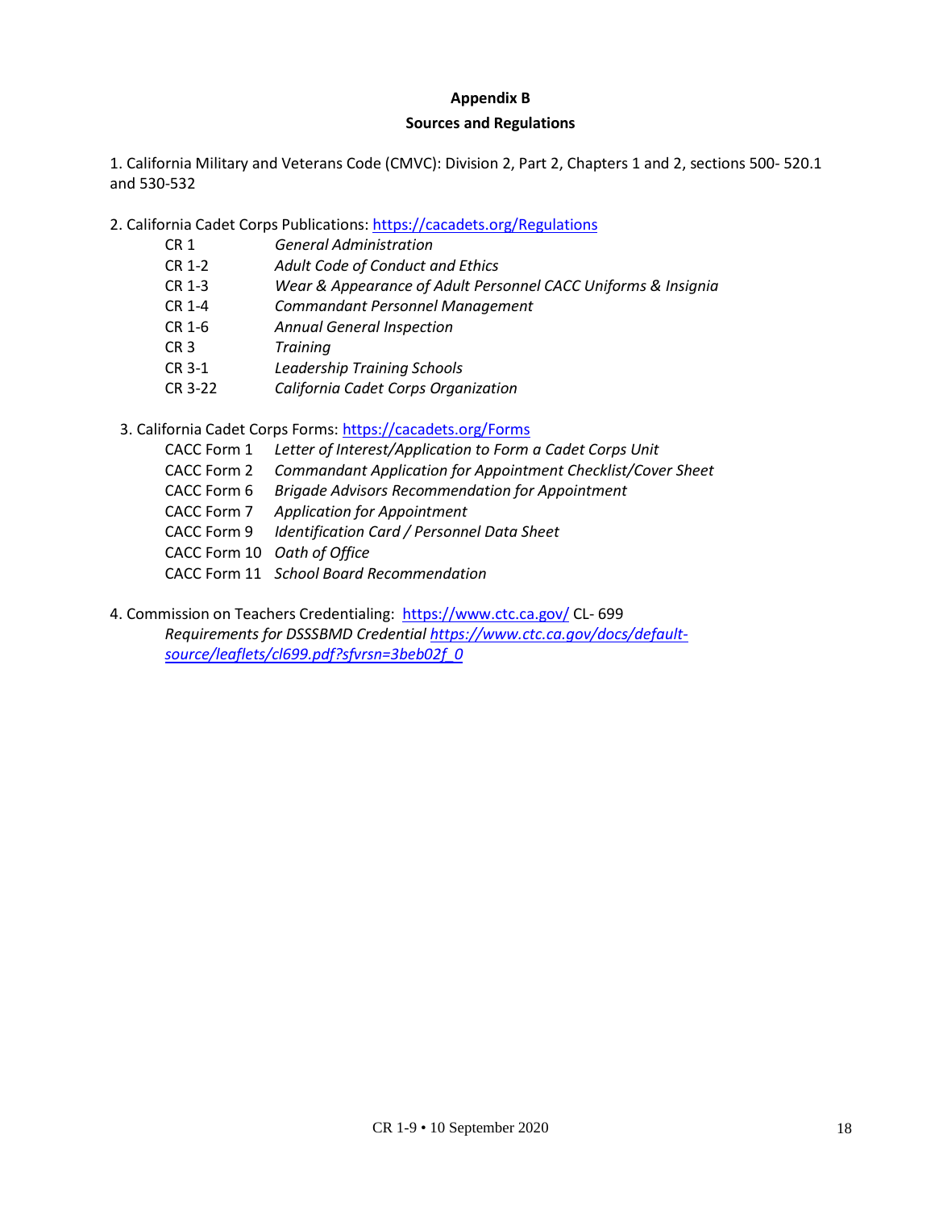## Appendix B

## Sources and Regulations

1. California Military and Veterans Code (CMVC): Division 2, Part 2, Chapters 1 and 2, sections 500- 520.1 and 530-532

2. California Cadet Corps Publications: [https://cacadets.org/Regulations](https://cacadets.org/Regulations)

| | |
|---|---|
| CR 1 | *General Administration* |
| CR 1-2 | *Adult Code of Conduct and Ethics* |
| CR 1-3 | *Wear & Appearance of Adult Personnel CACC Uniforms & Insignia* |
| CR 1-4 | *Commandant Personnel Management* |
| CR 1-6 | *Annual General Inspection* |
| CR 3 | *Training* |
| CR 3-1 | *Leadership Training Schools* |
| CR 3-22 | *California Cadet Corps Organization* |

3. California Cadet Corps Forms: [https://cacadets.org/Forms](https://cacadets.org/Forms)

| | |
|---|---|
| CACC Form 1 | *Letter of Interest/Application to Form a Cadet Corps Unit* |
| CACC Form 2 | *Commandant Application for Appointment Checklist/Cover Sheet* |
| CACC Form 6 | *Brigade Advisors Recommendation for Appointment* |
| CACC Form 7 | *Application for Appointment* |
| CACC Form 9 | *Identification Card / Personnel Data Sheet* |
| CACC Form 10 | *Oath of Office* |
| CACC Form 11 | *School Board Recommendation* |

4. Commission on Teachers Credentialing: [https://www.ctc.ca.gov/](https://www.ctc.ca.gov/) CL- 699
   *Requirements for DSSSBMD Credential* [*https://www.ctc.ca.gov/docs/default-source/leaflets/cl699.pdf?sfvrsn=3beb02f_0*](https://www.ctc.ca.gov/docs/default-source/leaflets/cl699.pdf?sfvrsn=3beb02f_0)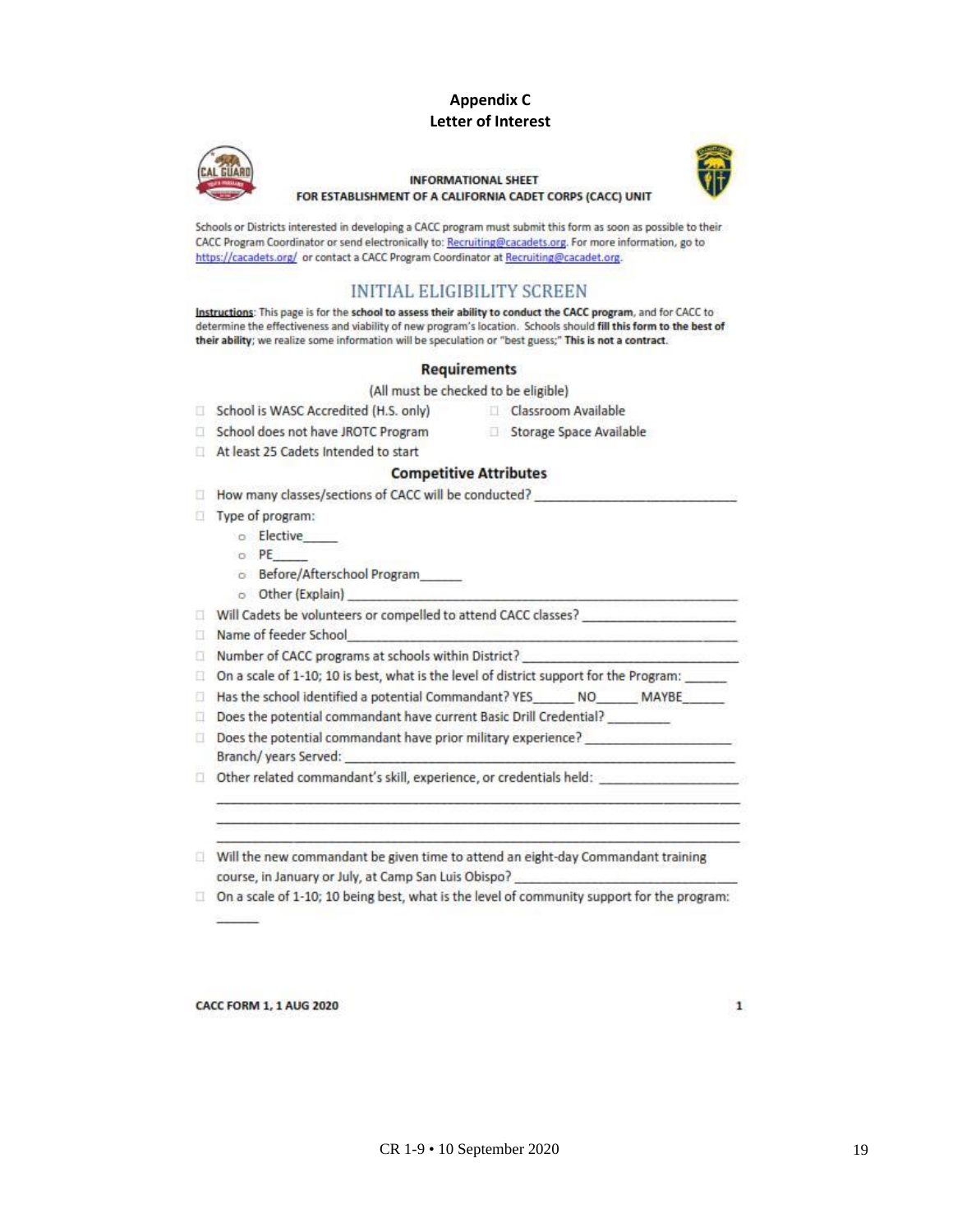**Appendix C**
**Letter of Interest**

**INFORMATIONAL SHEET**
**FOR ESTABLISHMENT OF A CALIFORNIA CADET CORPS (CACC) UNIT**

Schools or Districts interested in developing a CACC program must submit this form as soon as possible to their CACC Program Coordinator or send electronically to: Recruiting@cacadets.org. For more information, go to https://cacadets.org/ or contact a CACC Program Coordinator at Recruiting@cacadet.org.

## INITIAL ELIGIBILITY SCREEN

Instructions: This page is for the **school to assess their ability to conduct the CACC program**, and for CACC to determine the effectiveness and viability of new program's location. Schools should **fill this form to the best of their ability**; we realize some information will be speculation or "best guess;" **This is not a contract.**

### Requirements

(All must be checked to be eligible)

- ☐ School is WASC Accredited (H.S. only)
- ☐ School does not have JROTC Program
- ☐ At least 25 Cadets Intended to start
- ☐ Classroom Available
- ☐ Storage Space Available

### Competitive Attributes

- ☐ How many classes/sections of CACC will be conducted? ____________________________
- ☐ Type of program:
  - Elective_____
  - PE_____
  - Before/Afterschool Program______
  - Other (Explain) ____________________________________________
- ☐ Will Cadets be volunteers or compelled to attend CACC classes? ____________________
- ☐ Name of feeder School____________________________________________________
- ☐ Number of CACC programs at schools within District? ____________________________
- ☐ On a scale of 1-10; 10 is best, what is the level of district support for the Program: ______
- ☐ Has the school identified a potential Commandant? YES______ NO______ MAYBE______
- ☐ Does the potential commandant have current Basic Drill Credential? ________
- ☐ Does the potential commandant have prior military experience? ____________________
  Branch/ years Served: ____________________________________________________
- ☐ Other related commandant's skill, experience, or credentials held: ____________________
  ________________________________________________________________________
  ________________________________________________________________________
  ________________________________________________________________________
- ☐ Will the new commandant be given time to attend an eight-day Commandant training course, in January or July, at Camp San Luis Obispo? ____________________________
- ☐ On a scale of 1-10; 10 being best, what is the level of community support for the program: ______

CACC FORM 1, 1 AUG 2020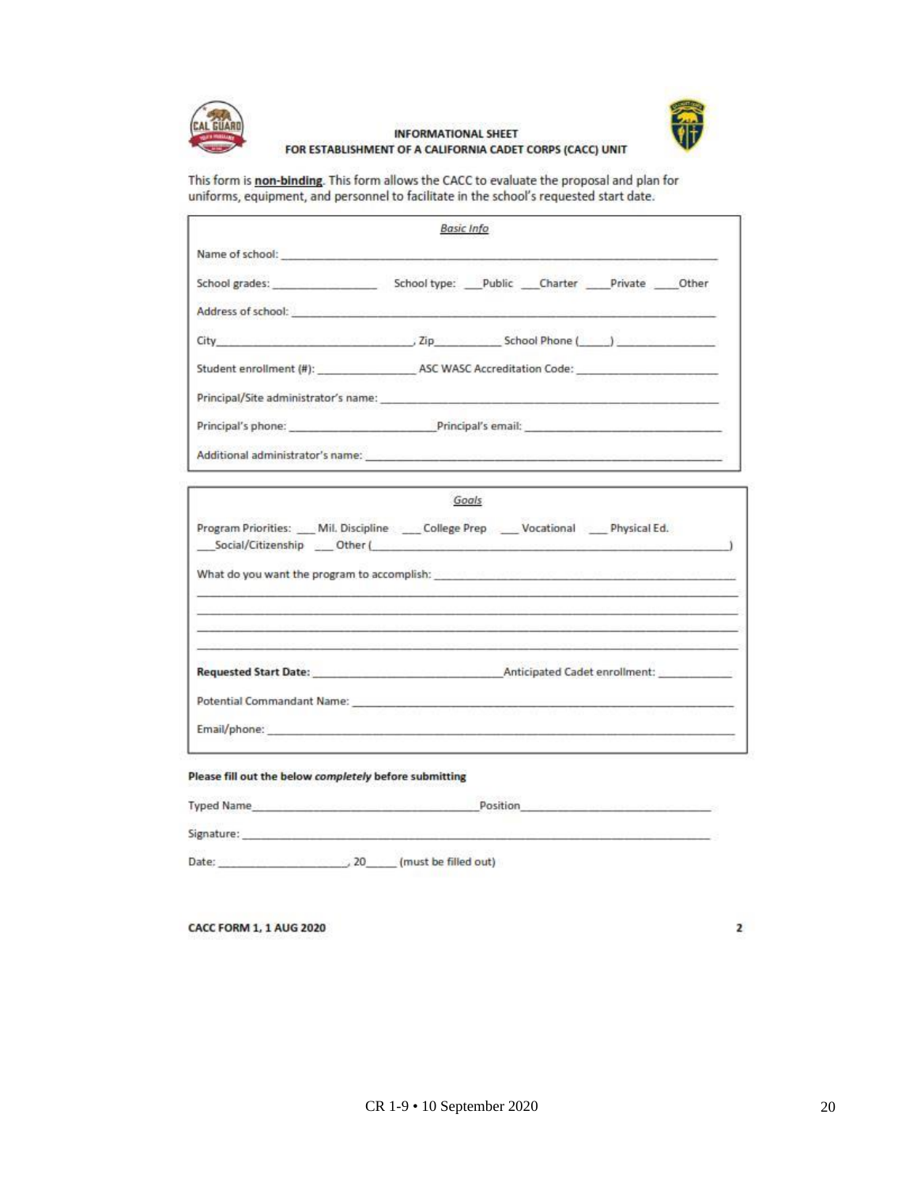## INFORMATIONAL SHEET
## FOR ESTABLISHMENT OF A CALIFORNIA CADET CORPS (CACC) UNIT

This form is **non-binding**. This form allows the CACC to evaluate the proposal and plan for uniforms, equipment, and personnel to facilitate in the school's requested start date.

*Basic Info*

Name of school: ______________________________________________

School grades: ________________ School type: ___Public ___Charter ____Private ____Other

Address of school: ______________________________________________

City______________________________, Zip__________ School Phone (_____) _______________

Student enrollment (#): _______________ ASC WASC Accreditation Code: ______________________

Principal/Site administrator's name: ______________________________________________

Principal's phone: ______________________Principal's email: ______________________________

Additional administrator's name: ______________________________________________

*Goals*

Program Priorities: ___ Mil. Discipline ___ College Prep ___ Vocational ___ Physical Ed. ___Social/Citizenship ___ Other (______________________________________________)

What do you want the program to accomplish: ______________________________________________

______________________________________________

______________________________________________

______________________________________________

______________________________________________

**Requested Start Date:** ____________________________Anticipated Cadet enrollment: ___________

Potential Commandant Name: ______________________________________________

Email/phone: ______________________________________________

**Please fill out the below *completely* before submitting**

Typed Name___________________________________Position_____________________________

Signature: ______________________________________________

Date: ____________________, 20_____ (must be filled out)

**CACC FORM 1, 1 AUG 2020**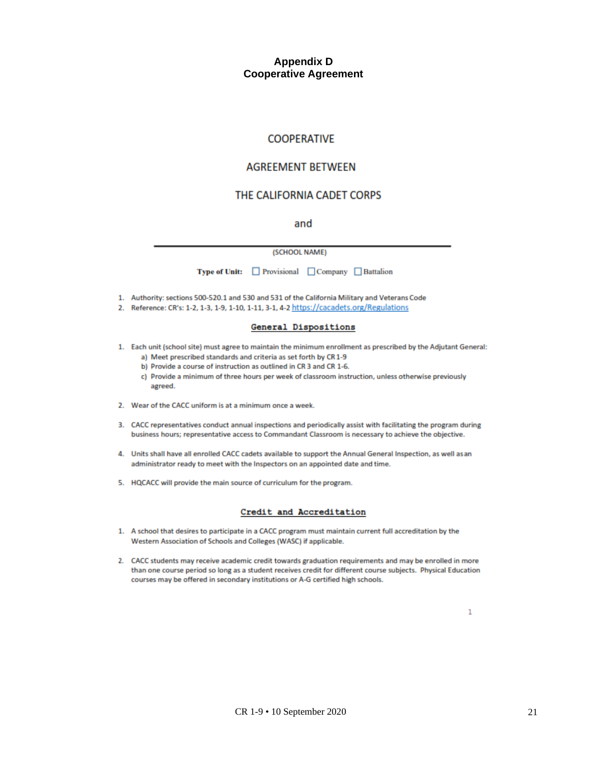# Appendix D
# Cooperative Agreement

COOPERATIVE

AGREEMENT BETWEEN

THE CALIFORNIA CADET CORPS

and

______________________________________________

(SCHOOL NAME)

**Type of Unit:** ☐ Provisional ☐ Company ☐ Battalion

1. Authority: sections 500-520.1 and 530 and 531 of the California Military and Veterans Code
2. Reference: CR's: 1-2, 1-3, 1-9, 1-10, 1-11, 3-1, 4-2 https://cacadets.org/Regulations

## General Dispositions

1. Each unit (school site) must agree to maintain the minimum enrollment as prescribed by the Adjutant General:
   a) Meet prescribed standards and criteria as set forth by CR 1-9
   b) Provide a course of instruction as outlined in CR 3 and CR 1-6.
   c) Provide a minimum of three hours per week of classroom instruction, unless otherwise previously agreed.

2. Wear of the CACC uniform is at a minimum once a week.

3. CACC representatives conduct annual inspections and periodically assist with facilitating the program during business hours; representative access to Commandant Classroom is necessary to achieve the objective.

4. Units shall have all enrolled CACC cadets available to support the Annual General Inspection, as well as an administrator ready to meet with the Inspectors on an appointed date and time.

5. HQCACC will provide the main source of curriculum for the program.

## Credit and Accreditation

1. A school that desires to participate in a CACC program must maintain current full accreditation by the Western Association of Schools and Colleges (WASC) if applicable.

2. CACC students may receive academic credit towards graduation requirements and may be enrolled in more than one course period so long as a student receives credit for different course subjects. Physical Education courses may be offered in secondary institutions or A-G certified high schools.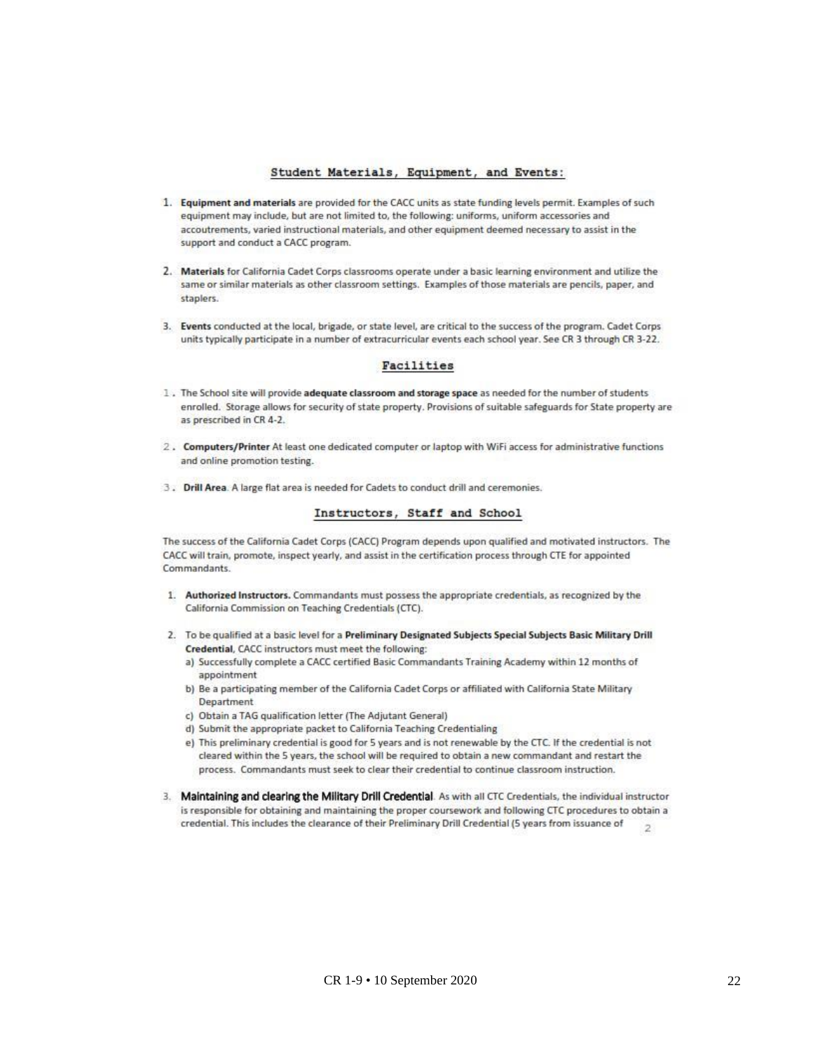## Student Materials, Equipment, and Events:

1. **Equipment and materials** are provided for the CACC units as state funding levels permit. Examples of such equipment may include, but are not limited to, the following: uniforms, uniform accessories and accoutrements, varied instructional materials, and other equipment deemed necessary to assist in the support and conduct a CACC program.

2. **Materials** for California Cadet Corps classrooms operate under a basic learning environment and utilize the same or similar materials as other classroom settings. Examples of those materials are pencils, paper, and staplers.

3. **Events** conducted at the local, brigade, or state level, are critical to the success of the program. Cadet Corps units typically participate in a number of extracurricular events each school year. See CR 3 through CR 3-22.

## Facilities

1. The School site will provide **adequate classroom and storage space** as needed for the number of students enrolled. Storage allows for security of state property. Provisions of suitable safeguards for State property are as prescribed in CR 4-2.

2. **Computers/Printer** At least one dedicated computer or laptop with WiFi access for administrative functions and online promotion testing.

3. **Drill Area**. A large flat area is needed for Cadets to conduct drill and ceremonies.

## Instructors, Staff and School

The success of the California Cadet Corps (CACC) Program depends upon qualified and motivated instructors. The CACC will train, promote, inspect yearly, and assist in the certification process through CTE for appointed Commandants.

1. **Authorized Instructors.** Commandants must possess the appropriate credentials, as recognized by the California Commission on Teaching Credentials (CTC).

2. To be qualified at a basic level for a **Preliminary Designated Subjects Special Subjects Basic Military Drill Credential**, CACC instructors must meet the following:
   a) Successfully complete a CACC certified Basic Commandants Training Academy within 12 months of appointment
   b) Be a participating member of the California Cadet Corps or affiliated with California State Military Department
   c) Obtain a TAG qualification letter (The Adjutant General)
   d) Submit the appropriate packet to California Teaching Credentialing
   e) This preliminary credential is good for 5 years and is not renewable by the CTC. If the credential is not cleared within the 5 years, the school will be required to obtain a new commandant and restart the process. Commandants must seek to clear their credential to continue classroom instruction.

3. **Maintaining and clearing the Military Drill Credential**. As with all CTC Credentials, the individual instructor is responsible for obtaining and maintaining the proper coursework and following CTC procedures to obtain a credential. This includes the clearance of their Preliminary Drill Credential (5 years from issuance of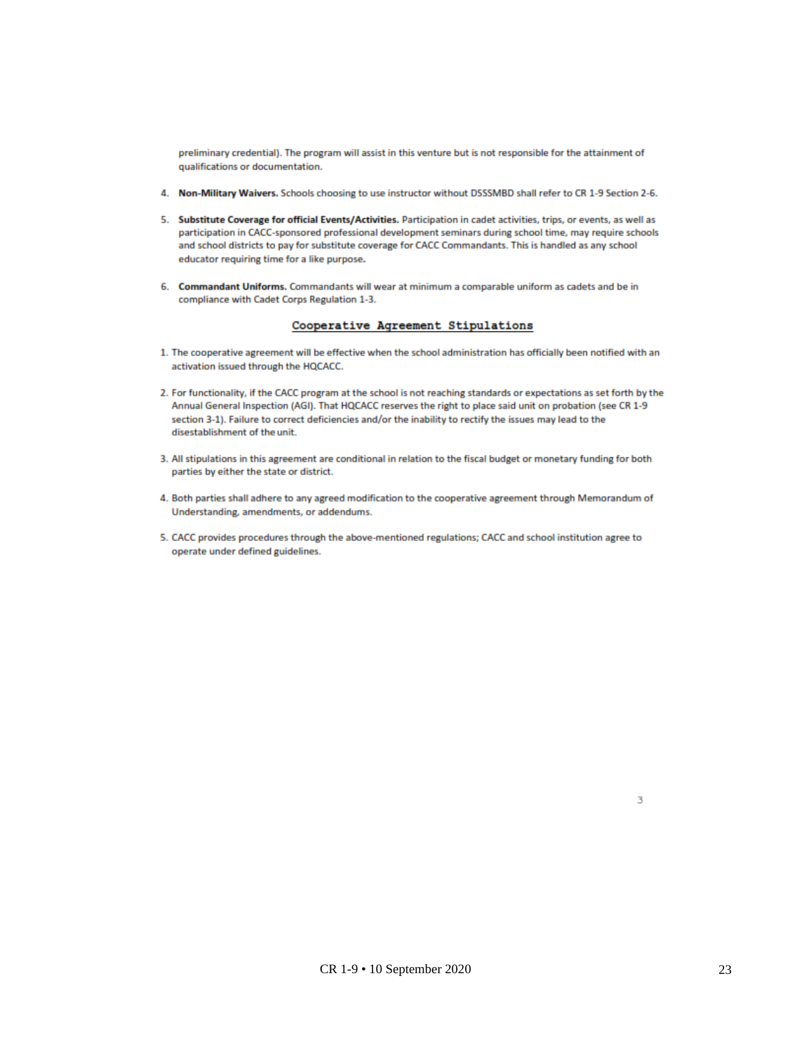preliminary credential). The program will assist in this venture but is not responsible for the attainment of qualifications or documentation.

4. **Non-Military Waivers.** Schools choosing to use instructor without DSSSMBD shall refer to CR 1-9 Section 2-6.

5. **Substitute Coverage for official Events/Activities.** Participation in cadet activities, trips, or events, as well as participation in CACC-sponsored professional development seminars during school time, may require schools and school districts to pay for substitute coverage for CACC Commandants. This is handled as any school educator requiring time for a like purpose.

6. **Commandant Uniforms.** Commandants will wear at minimum a comparable uniform as cadets and be in compliance with Cadet Corps Regulation 1-3.

## Cooperative Agreement Stipulations

1. The cooperative agreement will be effective when the school administration has officially been notified with an activation issued through the HQCACC.

2. For functionality, if the CACC program at the school is not reaching standards or expectations as set forth by the Annual General Inspection (AGI). That HQCACC reserves the right to place said unit on probation (see CR 1-9 section 3-1). Failure to correct deficiencies and/or the inability to rectify the issues may lead to the disestablishment of the unit.

3. All stipulations in this agreement are conditional in relation to the fiscal budget or monetary funding for both parties by either the state or district.

4. Both parties shall adhere to any agreed modification to the cooperative agreement through Memorandum of Understanding, amendments, or addendums.

5. CACC provides procedures through the above-mentioned regulations; CACC and school institution agree to operate under defined guidelines.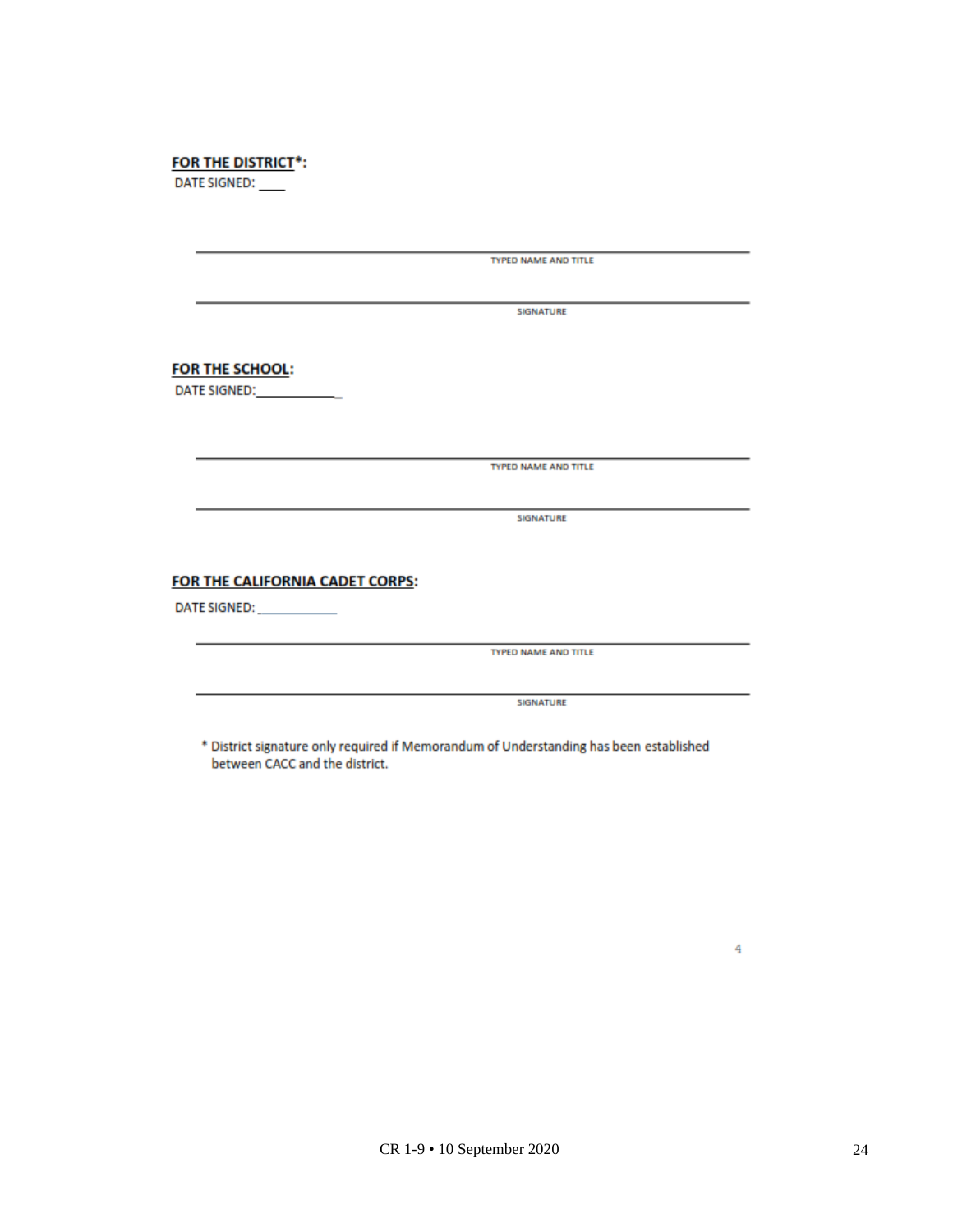**FOR THE DISTRICT*:**

DATE SIGNED: ____

______________________________________________
TYPED NAME AND TITLE

______________________________________________
SIGNATURE

**FOR THE SCHOOL:**

DATE SIGNED:____________

______________________________________________
TYPED NAME AND TITLE

______________________________________________
SIGNATURE

**FOR THE CALIFORNIA CADET CORPS:**

DATE SIGNED: ___________

______________________________________________
TYPED NAME AND TITLE

______________________________________________
SIGNATURE

* District signature only required if Memorandum of Understanding has been established between CACC and the district.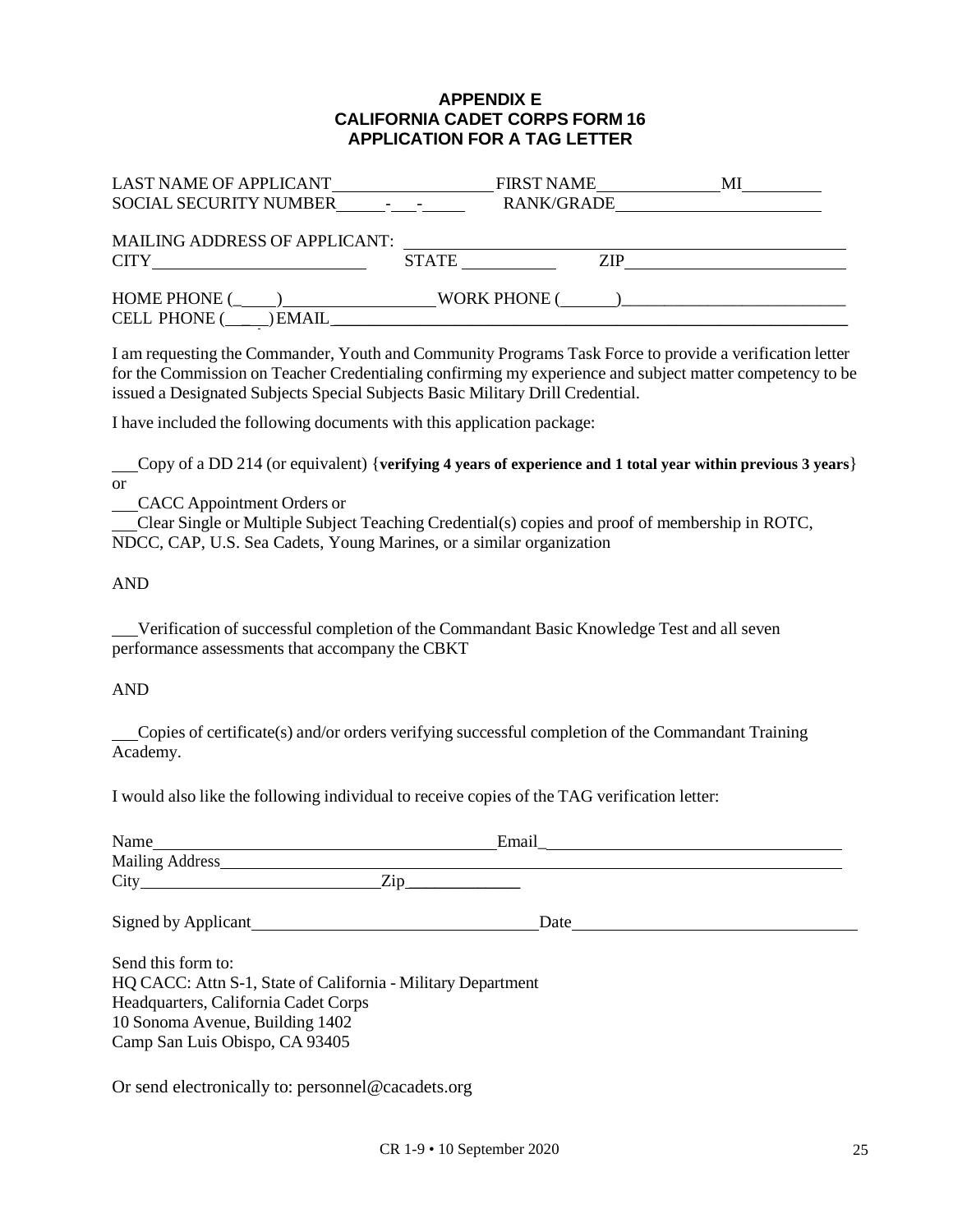# APPENDIX E
# CALIFORNIA CADET CORPS FORM 16
# APPLICATION FOR A TAG LETTER

LAST NAME OF APPLICANT\_\_\_\_\_\_\_\_\_\_\_\_\_\_\_\_\_\_\_\_ FIRST NAME\_\_\_\_\_\_\_\_\_\_\_\_\_\_\_\_ MI\_\_\_\_\_\_\_\_\_\_

SOCIAL SECURITY NUMBER\_\_\_\_\_\_-\_\_\_-\_\_\_\_\_ RANK/GRADE\_\_\_\_\_\_\_\_\_\_\_\_\_\_\_\_\_\_\_\_\_\_\_\_\_\_

MAILING ADDRESS OF APPLICANT: \_\_\_\_\_\_\_\_\_\_\_\_\_\_\_\_\_\_\_\_\_\_\_\_\_\_\_\_\_\_\_\_\_\_\_\_\_\_\_\_\_\_\_\_\_\_\_\_\_\_\_\_\_\_

CITY\_\_\_\_\_\_\_\_\_\_\_\_\_\_\_\_\_\_\_\_\_\_\_\_\_\_\_\_\_ STATE \_\_\_\_\_\_\_\_\_\_\_\_ ZIP\_\_\_\_\_\_\_\_\_\_\_\_\_\_\_\_\_\_\_\_\_\_\_\_\_\_\_\_\_

HOME PHONE (\_\_\_\_\_)\_\_\_\_\_\_\_\_\_\_\_\_\_\_\_\_\_\_\_\_ WORK PHONE (\_\_\_\_\_\_\_)\_\_\_\_\_\_\_\_\_\_\_\_\_\_\_\_\_\_\_\_\_\_\_\_\_\_\_

CELL PHONE (\_\_\_\_)EMAIL\_\_\_\_\_\_\_\_\_\_\_\_\_\_\_\_\_\_\_\_\_\_\_\_\_\_\_\_\_\_\_\_\_\_\_\_\_\_\_\_\_\_\_\_\_\_\_\_\_\_\_\_\_\_\_\_\_\_\_\_\_\_\_\_\_\_

I am requesting the Commander, Youth and Community Programs Task Force to provide a verification letter for the Commission on Teacher Credentialing confirming my experience and subject matter competency to be issued a Designated Subjects Special Subjects Basic Military Drill Credential.

I have included the following documents with this application package:

\_\_\_Copy of a DD 214 (or equivalent) {**verifying 4 years of experience and 1 total year within previous 3 years**} or

\_\_\_CACC Appointment Orders or

\_\_\_Clear Single or Multiple Subject Teaching Credential(s) copies and proof of membership in ROTC, NDCC, CAP, U.S. Sea Cadets, Young Marines, or a similar organization

AND

\_\_\_Verification of successful completion of the Commandant Basic Knowledge Test and all seven performance assessments that accompany the CBKT

AND

\_\_\_Copies of certificate(s) and/or orders verifying successful completion of the Commandant Training Academy.

I would also like the following individual to receive copies of the TAG verification letter:

Name\_\_\_\_\_\_\_\_\_\_\_\_\_\_\_\_\_\_\_\_\_\_\_\_\_\_\_\_\_\_\_\_\_\_\_\_\_\_\_\_\_\_\_\_ Email\_\_\_\_\_\_\_\_\_\_\_\_\_\_\_\_\_\_\_\_\_\_\_\_\_\_\_\_\_\_\_\_\_\_\_\_\_\_\_

Mailing Address\_\_\_\_\_\_\_\_\_\_\_\_\_\_\_\_\_\_\_\_\_\_\_\_\_\_\_\_\_\_\_\_\_\_\_\_\_\_\_\_\_\_\_\_\_\_\_\_\_\_\_\_\_\_\_\_\_\_\_\_\_\_\_\_\_\_\_\_\_\_\_\_\_\_\_\_\_\_\_\_\_

City\_\_\_\_\_\_\_\_\_\_\_\_\_\_\_\_\_\_\_\_\_\_\_\_\_\_\_\_\_\_\_\_Zip\_\_\_\_\_\_\_\_\_\_\_\_\_\_

Signed by Applicant\_\_\_\_\_\_\_\_\_\_\_\_\_\_\_\_\_\_\_\_\_\_\_\_\_\_\_\_\_\_\_\_\_\_\_\_\_ Date\_\_\_\_\_\_\_\_\_\_\_\_\_\_\_\_\_\_\_\_\_\_\_\_\_\_\_\_\_\_\_\_\_\_\_\_\_\_

Send this form to:
HQ CACC: Attn S-1, State of California - Military Department
Headquarters, California Cadet Corps
10 Sonoma Avenue, Building 1402
Camp San Luis Obispo, CA 93405

Or send electronically to: personnel@cacadets.org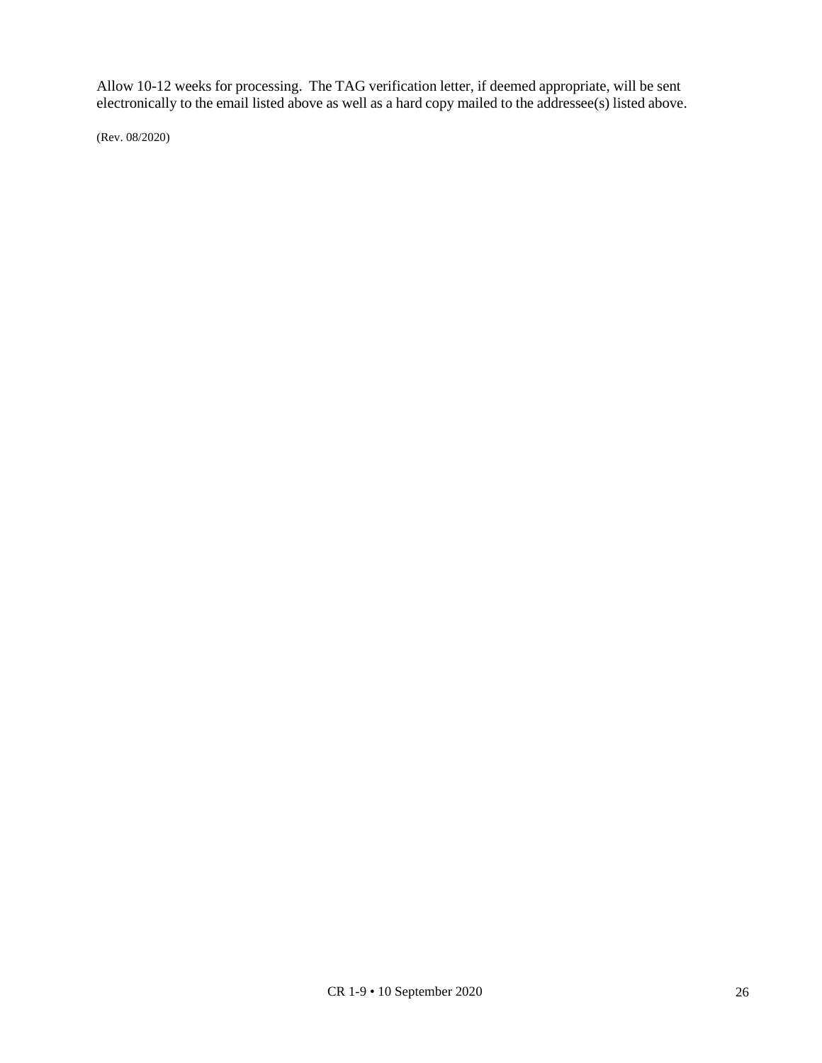Allow 10-12 weeks for processing. The TAG verification letter, if deemed appropriate, will be sent electronically to the email listed above as well as a hard copy mailed to the addressee(s) listed above.

(Rev. 08/2020)